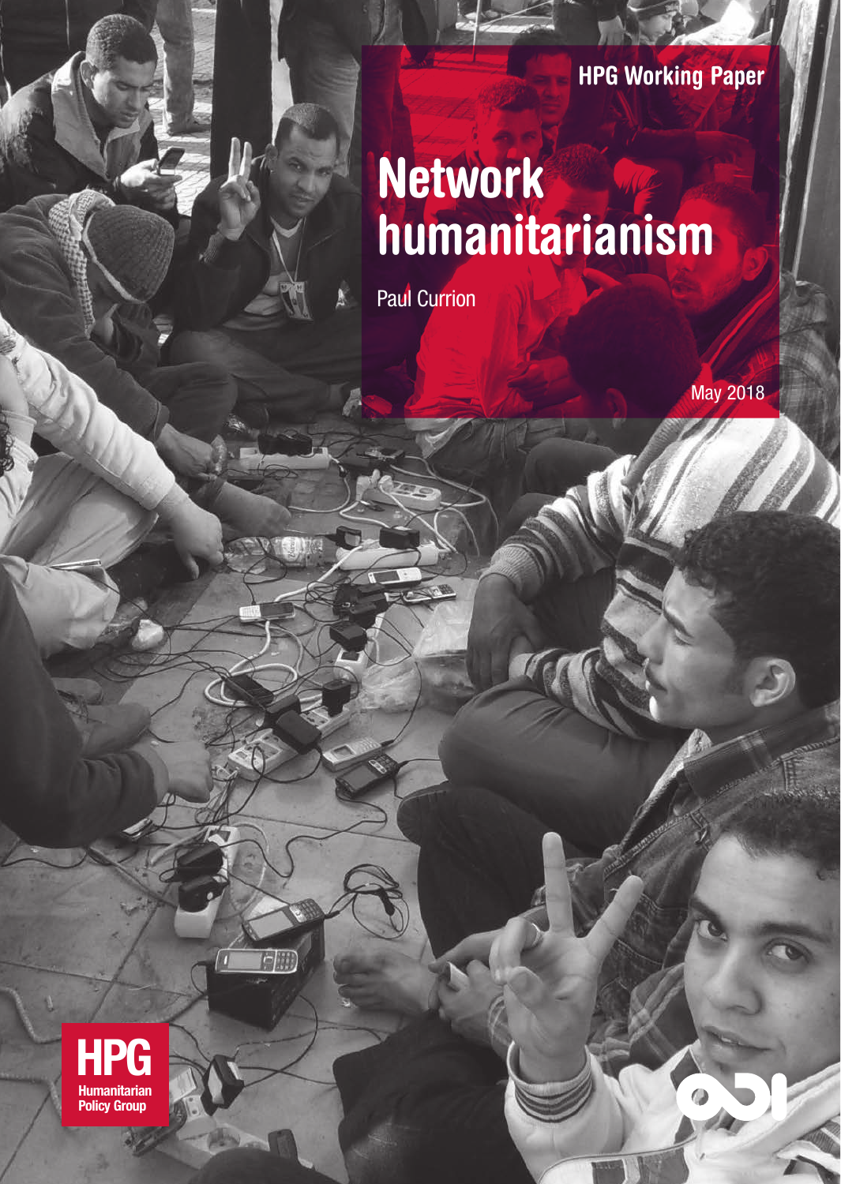HPG Working Paper

# Network humanitarianism

Paul Currion

May 2018

HPG
Humanitarian Policy Group

ODI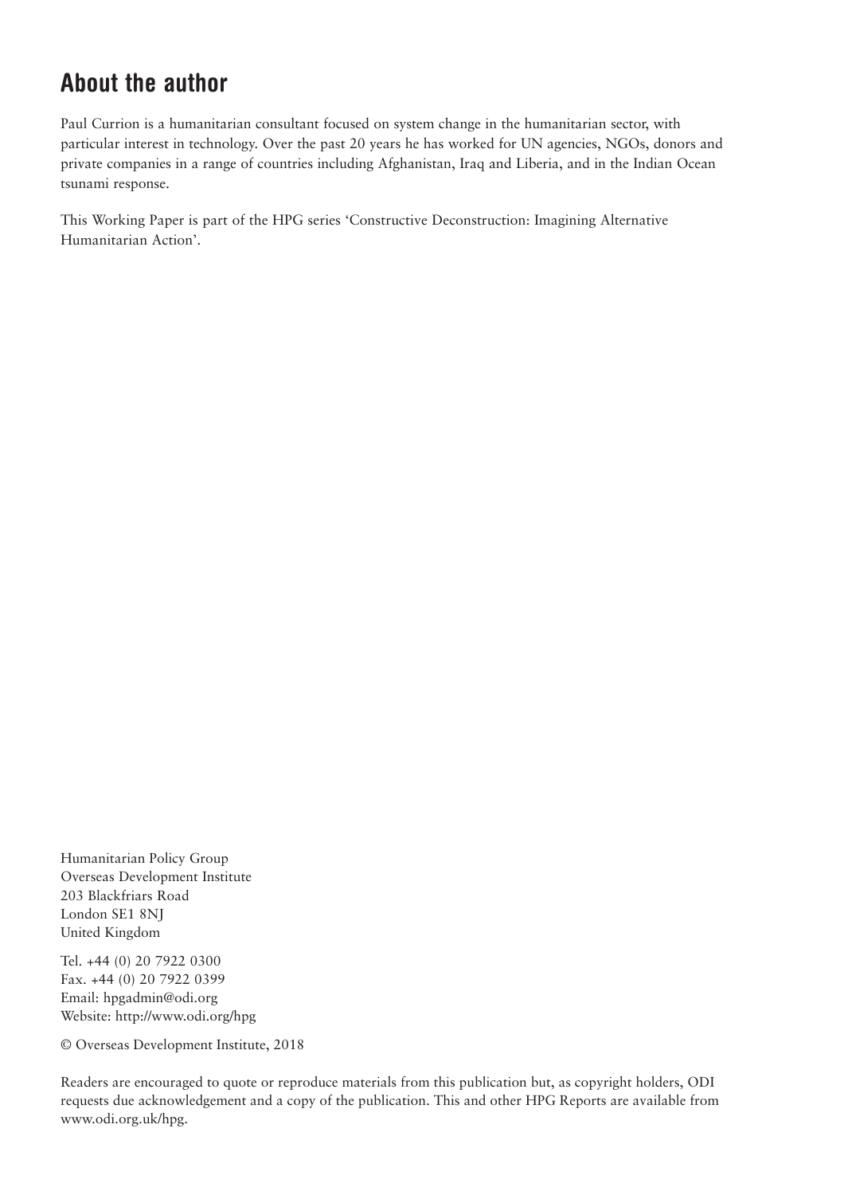## About the author

Paul Currion is a humanitarian consultant focused on system change in the humanitarian sector, with particular interest in technology. Over the past 20 years he has worked for UN agencies, NGOs, donors and private companies in a range of countries including Afghanistan, Iraq and Liberia, and in the Indian Ocean tsunami response.

This Working Paper is part of the HPG series 'Constructive Deconstruction: Imagining Alternative Humanitarian Action'.

Humanitarian Policy Group
Overseas Development Institute
203 Blackfriars Road
London SE1 8NJ
United Kingdom

Tel. +44 (0) 20 7922 0300
Fax. +44 (0) 20 7922 0399
Email: hpgadmin@odi.org
Website: http://www.odi.org/hpg

© Overseas Development Institute, 2018

Readers are encouraged to quote or reproduce materials from this publication but, as copyright holders, ODI requests due acknowledgement and a copy of the publication. This and other HPG Reports are available from www.odi.org.uk/hpg.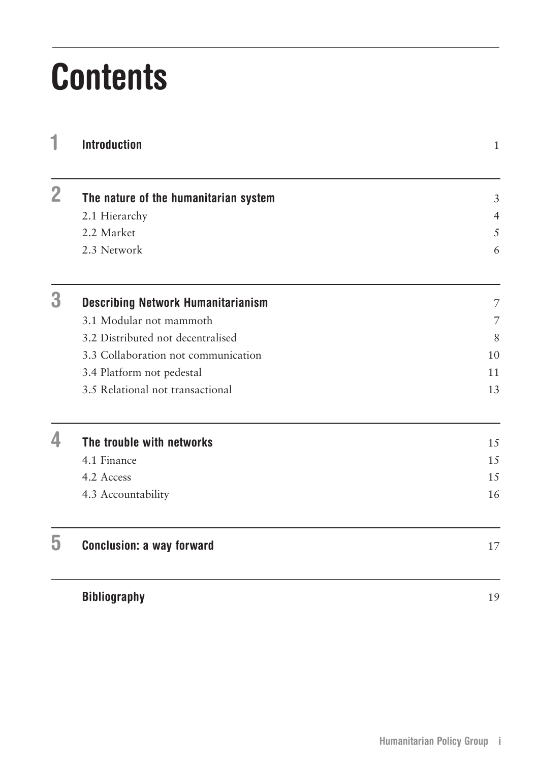# Contents

| | | |
|---|---|---|
| **1** | **Introduction** | 1 |
| **2** | **The nature of the humanitarian system** | 3 |
| | 2.1 Hierarchy | 4 |
| | 2.2 Market | 5 |
| | 2.3 Network | 6 |
| **3** | **Describing Network Humanitarianism** | 7 |
| | 3.1 Modular not mammoth | 7 |
| | 3.2 Distributed not decentralised | 8 |
| | 3.3 Collaboration not communication | 10 |
| | 3.4 Platform not pedestal | 11 |
| | 3.5 Relational not transactional | 13 |
| **4** | **The trouble with networks** | 15 |
| | 4.1 Finance | 15 |
| | 4.2 Access | 15 |
| | 4.3 Accountability | 16 |
| **5** | **Conclusion: a way forward** | 17 |
| | **Bibliography** | 19 |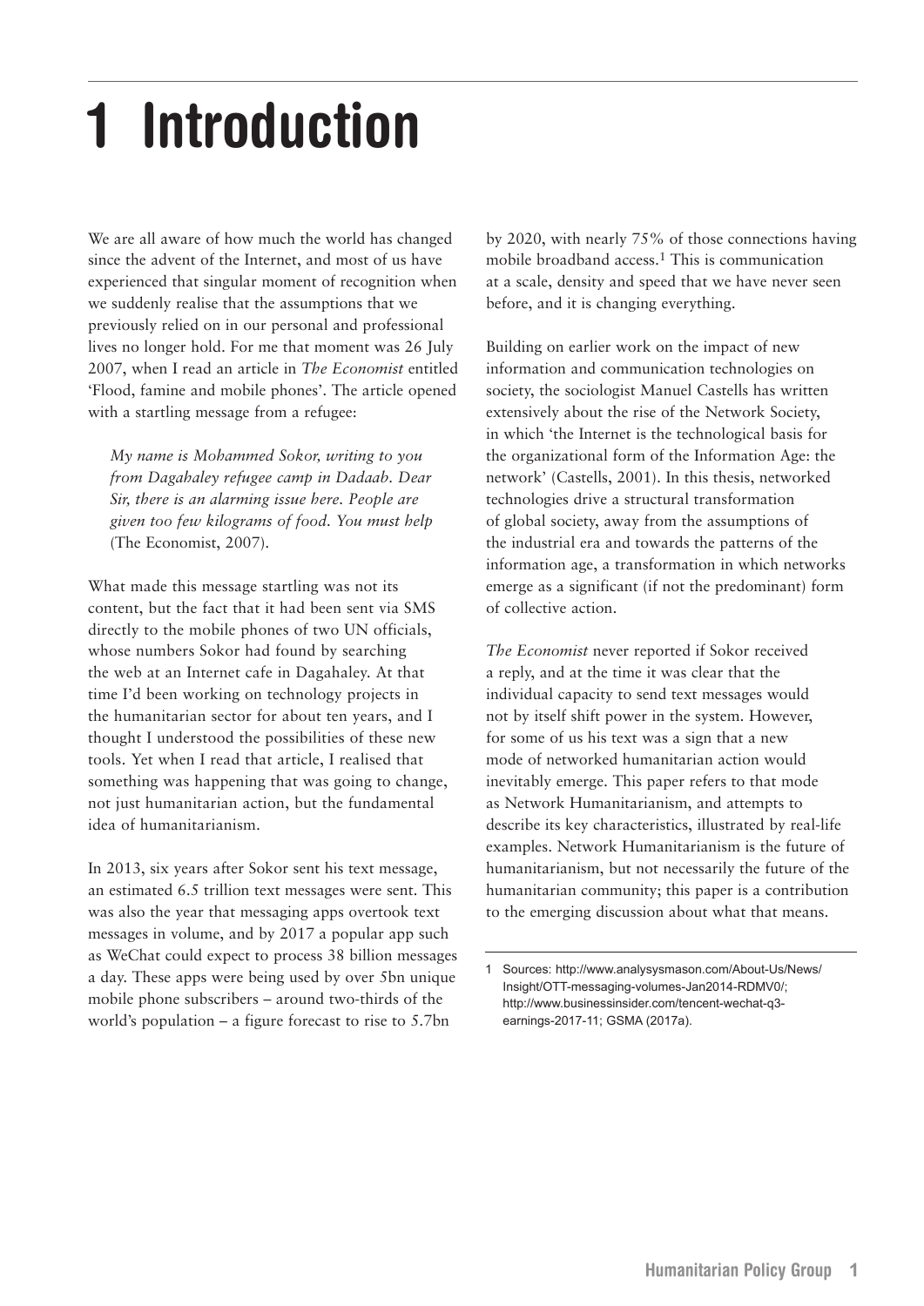# 1 Introduction

We are all aware of how much the world has changed since the advent of the Internet, and most of us have experienced that singular moment of recognition when we suddenly realise that the assumptions that we previously relied on in our personal and professional lives no longer hold. For me that moment was 26 July 2007, when I read an article in *The Economist* entitled 'Flood, famine and mobile phones'. The article opened with a startling message from a refugee:

> *My name is Mohammed Sokor, writing to you from Dagahaley refugee camp in Dadaab. Dear Sir, there is an alarming issue here. People are given too few kilograms of food. You must help* (The Economist, 2007).

What made this message startling was not its content, but the fact that it had been sent via SMS directly to the mobile phones of two UN officials, whose numbers Sokor had found by searching the web at an Internet cafe in Dagahaley. At that time I'd been working on technology projects in the humanitarian sector for about ten years, and I thought I understood the possibilities of these new tools. Yet when I read that article, I realised that something was happening that was going to change, not just humanitarian action, but the fundamental idea of humanitarianism.

In 2013, six years after Sokor sent his text message, an estimated 6.5 trillion text messages were sent. This was also the year that messaging apps overtook text messages in volume, and by 2017 a popular app such as WeChat could expect to process 38 billion messages a day. These apps were being used by over 5bn unique mobile phone subscribers – around two-thirds of the world's population – a figure forecast to rise to 5.7bn by 2020, with nearly 75% of those connections having mobile broadband access.[1] This is communication at a scale, density and speed that we have never seen before, and it is changing everything.

Building on earlier work on the impact of new information and communication technologies on society, the sociologist Manuel Castells has written extensively about the rise of the Network Society, in which 'the Internet is the technological basis for the organizational form of the Information Age: the network' (Castells, 2001). In this thesis, networked technologies drive a structural transformation of global society, away from the assumptions of the industrial era and towards the patterns of the information age, a transformation in which networks emerge as a significant (if not the predominant) form of collective action.

*The Economist* never reported if Sokor received a reply, and at the time it was clear that the individual capacity to send text messages would not by itself shift power in the system. However, for some of us his text was a sign that a new mode of networked humanitarian action would inevitably emerge. This paper refers to that mode as Network Humanitarianism, and attempts to describe its key characteristics, illustrated by real-life examples. Network Humanitarianism is the future of humanitarianism, but not necessarily the future of the humanitarian community; this paper is a contribution to the emerging discussion about what that means.

---

1 Sources: http://www.analysysmason.com/About-Us/News/Insight/OTT-messaging-volumes-Jan2014-RDMV0/; http://www.businessinsider.com/tencent-wechat-q3-earnings-2017-11; GSMA (2017a).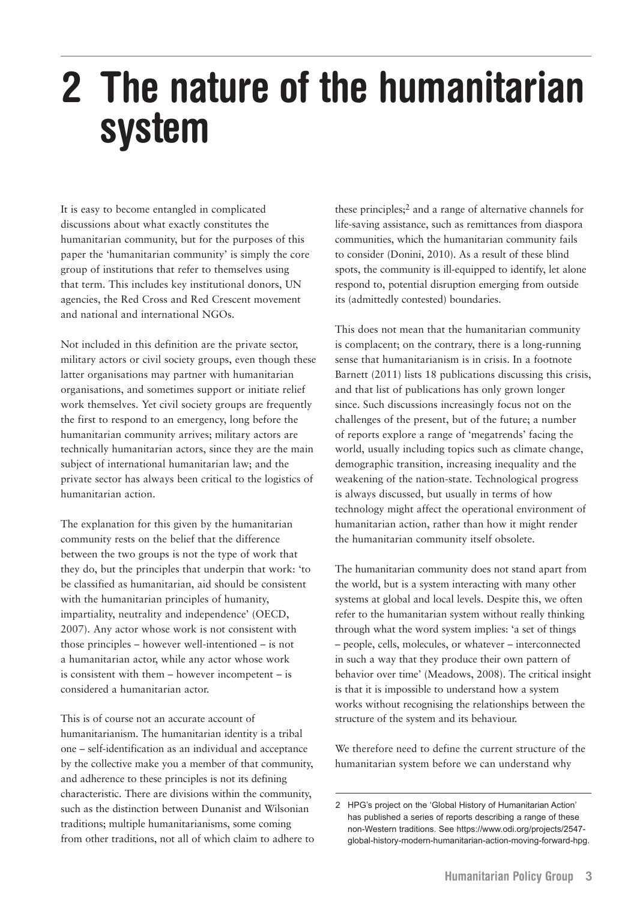# 2 The nature of the humanitarian system

It is easy to become entangled in complicated discussions about what exactly constitutes the humanitarian community, but for the purposes of this paper the 'humanitarian community' is simply the core group of institutions that refer to themselves using that term. This includes key institutional donors, UN agencies, the Red Cross and Red Crescent movement and national and international NGOs.

Not included in this definition are the private sector, military actors or civil society groups, even though these latter organisations may partner with humanitarian organisations, and sometimes support or initiate relief work themselves. Yet civil society groups are frequently the first to respond to an emergency, long before the humanitarian community arrives; military actors are technically humanitarian actors, since they are the main subject of international humanitarian law; and the private sector has always been critical to the logistics of humanitarian action.

The explanation for this given by the humanitarian community rests on the belief that the difference between the two groups is not the type of work that they do, but the principles that underpin that work: 'to be classified as humanitarian, aid should be consistent with the humanitarian principles of humanity, impartiality, neutrality and independence' (OECD, 2007). Any actor whose work is not consistent with those principles – however well-intentioned – is not a humanitarian actor, while any actor whose work is consistent with them – however incompetent – is considered a humanitarian actor.

This is of course not an accurate account of humanitarianism. The humanitarian identity is a tribal one – self-identification as an individual and acceptance by the collective make you a member of that community, and adherence to these principles is not its defining characteristic. There are divisions within the community, such as the distinction between Dunanist and Wilsonian traditions; multiple humanitarianisms, some coming from other traditions, not all of which claim to adhere to these principles;[2] and a range of alternative channels for life-saving assistance, such as remittances from diaspora communities, which the humanitarian community fails to consider (Donini, 2010). As a result of these blind spots, the community is ill-equipped to identify, let alone respond to, potential disruption emerging from outside its (admittedly contested) boundaries.

This does not mean that the humanitarian community is complacent; on the contrary, there is a long-running sense that humanitarianism is in crisis. In a footnote Barnett (2011) lists 18 publications discussing this crisis, and that list of publications has only grown longer since. Such discussions increasingly focus not on the challenges of the present, but of the future; a number of reports explore a range of 'megatrends' facing the world, usually including topics such as climate change, demographic transition, increasing inequality and the weakening of the nation-state. Technological progress is always discussed, but usually in terms of how technology might affect the operational environment of humanitarian action, rather than how it might render the humanitarian community itself obsolete.

The humanitarian community does not stand apart from the world, but is a system interacting with many other systems at global and local levels. Despite this, we often refer to the humanitarian system without really thinking through what the word system implies: 'a set of things – people, cells, molecules, or whatever – interconnected in such a way that they produce their own pattern of behavior over time' (Meadows, 2008). The critical insight is that it is impossible to understand how a system works without recognising the relationships between the structure of the system and its behaviour.

We therefore need to define the current structure of the humanitarian system before we can understand why

---

2 HPG's project on the 'Global History of Humanitarian Action' has published a series of reports describing a range of these non-Western traditions. See https://www.odi.org/projects/2547-global-history-modern-humanitarian-action-moving-forward-hpg.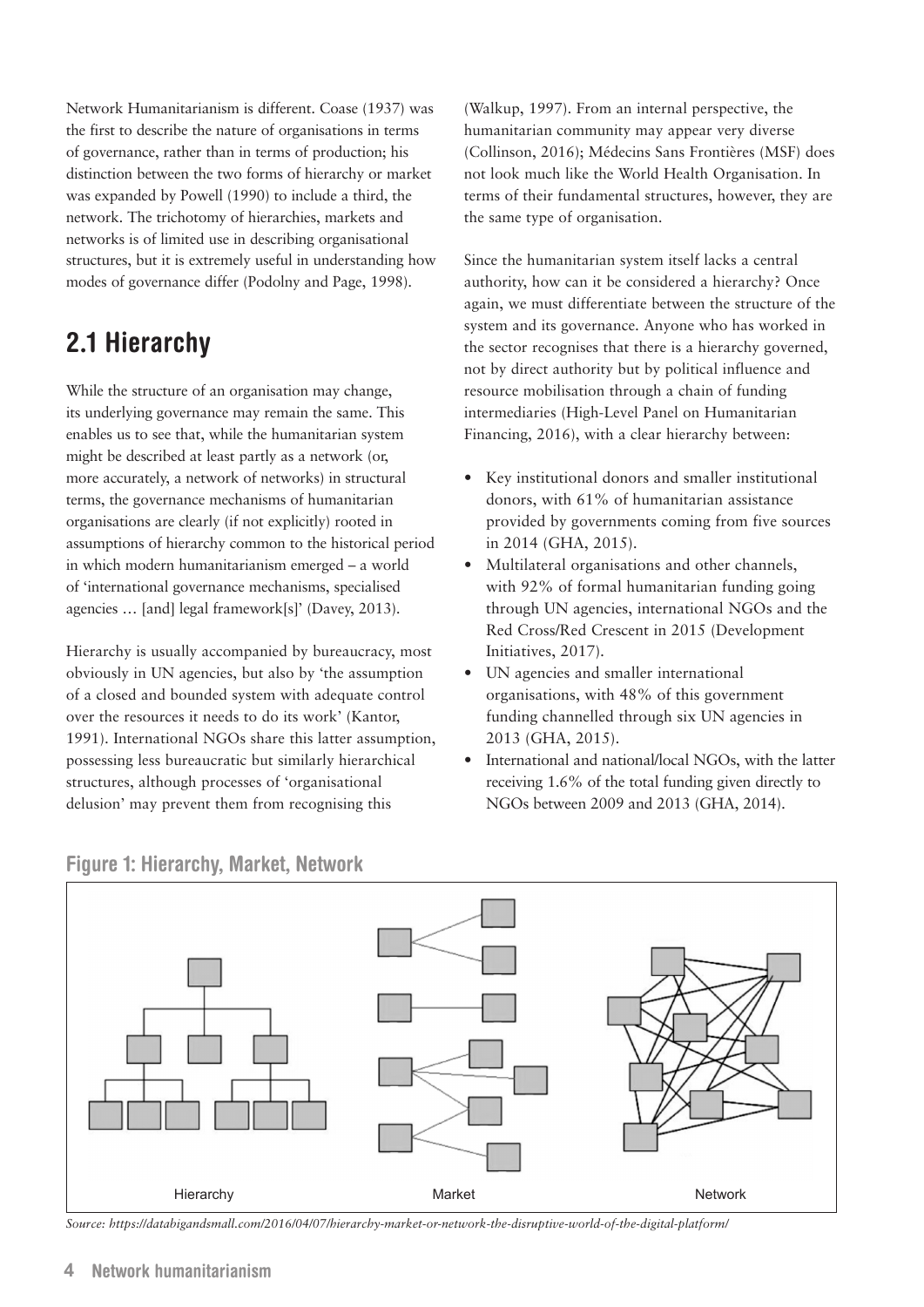Network Humanitarianism is different. Coase (1937) was the first to describe the nature of organisations in terms of governance, rather than in terms of production; his distinction between the two forms of hierarchy or market was expanded by Powell (1990) to include a third, the network. The trichotomy of hierarchies, markets and networks is of limited use in describing organisational structures, but it is extremely useful in understanding how modes of governance differ (Podolny and Page, 1998).

## 2.1 Hierarchy

While the structure of an organisation may change, its underlying governance may remain the same. This enables us to see that, while the humanitarian system might be described at least partly as a network (or, more accurately, a network of networks) in structural terms, the governance mechanisms of humanitarian organisations are clearly (if not explicitly) rooted in assumptions of hierarchy common to the historical period in which modern humanitarianism emerged – a world of 'international governance mechanisms, specialised agencies … [and] legal framework[s]' (Davey, 2013).

Hierarchy is usually accompanied by bureaucracy, most obviously in UN agencies, but also by 'the assumption of a closed and bounded system with adequate control over the resources it needs to do its work' (Kantor, 1991). International NGOs share this latter assumption, possessing less bureaucratic but similarly hierarchical structures, although processes of 'organisational delusion' may prevent them from recognising this (Walkup, 1997). From an internal perspective, the humanitarian community may appear very diverse (Collinson, 2016); Médecins Sans Frontières (MSF) does not look much like the World Health Organisation. In terms of their fundamental structures, however, they are the same type of organisation.

Since the humanitarian system itself lacks a central authority, how can it be considered a hierarchy? Once again, we must differentiate between the structure of the system and its governance. Anyone who has worked in the sector recognises that there is a hierarchy governed, not by direct authority but by political influence and resource mobilisation through a chain of funding intermediaries (High-Level Panel on Humanitarian Financing, 2016), with a clear hierarchy between:

- Key institutional donors and smaller institutional donors, with 61% of humanitarian assistance provided by governments coming from five sources in 2014 (GHA, 2015).
- Multilateral organisations and other channels, with 92% of formal humanitarian funding going through UN agencies, international NGOs and the Red Cross/Red Crescent in 2015 (Development Initiatives, 2017).
- UN agencies and smaller international organisations, with 48% of this government funding channelled through six UN agencies in 2013 (GHA, 2015).
- International and national/local NGOs, with the latter receiving 1.6% of the total funding given directly to NGOs between 2009 and 2013 (GHA, 2014).

**Figure 1: Hierarchy, Market, Network**

Hierarchy    Market    Network

*Source: https://databigandsmall.com/2016/04/07/hierarchy-market-or-network-the-disruptive-world-of-the-digital-platform/*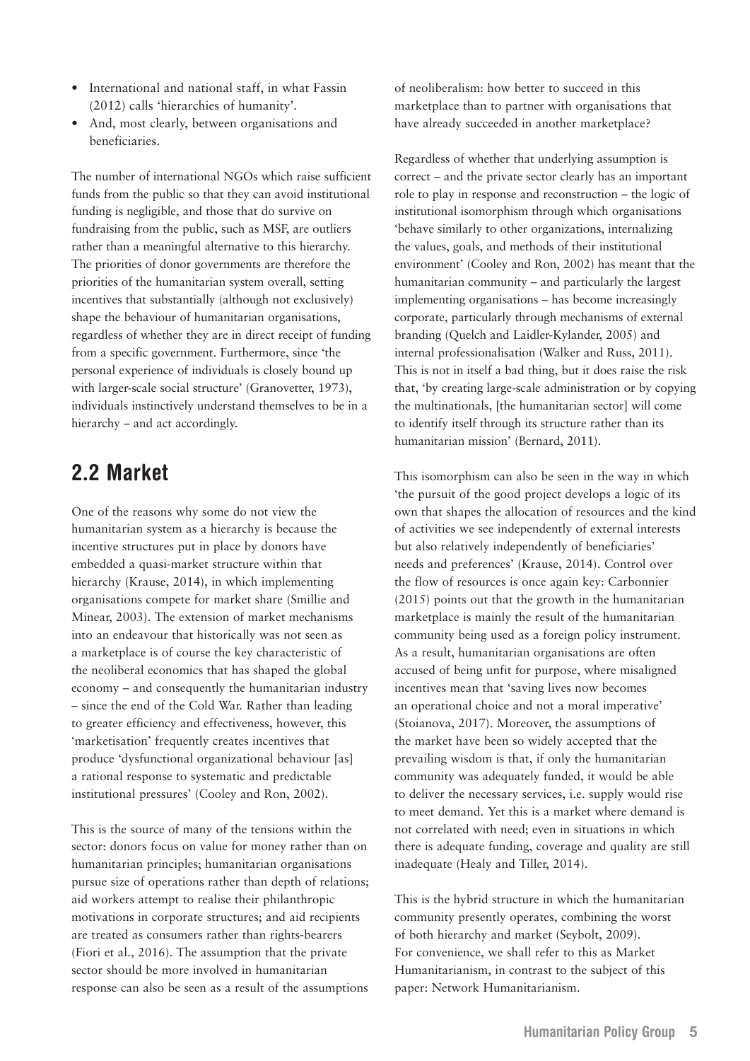- International and national staff, in what Fassin (2012) calls 'hierarchies of humanity'.
- And, most clearly, between organisations and beneficiaries.

The number of international NGOs which raise sufficient funds from the public so that they can avoid institutional funding is negligible, and those that do survive on fundraising from the public, such as MSF, are outliers rather than a meaningful alternative to this hierarchy. The priorities of donor governments are therefore the priorities of the humanitarian system overall, setting incentives that substantially (although not exclusively) shape the behaviour of humanitarian organisations, regardless of whether they are in direct receipt of funding from a specific government. Furthermore, since 'the personal experience of individuals is closely bound up with larger-scale social structure' (Granovetter, 1973), individuals instinctively understand themselves to be in a hierarchy – and act accordingly.

## 2.2 Market

One of the reasons why some do not view the humanitarian system as a hierarchy is because the incentive structures put in place by donors have embedded a quasi-market structure within that hierarchy (Krause, 2014), in which implementing organisations compete for market share (Smillie and Minear, 2003). The extension of market mechanisms into an endeavour that historically was not seen as a marketplace is of course the key characteristic of the neoliberal economics that has shaped the global economy – and consequently the humanitarian industry – since the end of the Cold War. Rather than leading to greater efficiency and effectiveness, however, this 'marketisation' frequently creates incentives that produce 'dysfunctional organizational behaviour [as] a rational response to systematic and predictable institutional pressures' (Cooley and Ron, 2002).

This is the source of many of the tensions within the sector: donors focus on value for money rather than on humanitarian principles; humanitarian organisations pursue size of operations rather than depth of relations; aid workers attempt to realise their philanthropic motivations in corporate structures; and aid recipients are treated as consumers rather than rights-bearers (Fiori et al., 2016). The assumption that the private sector should be more involved in humanitarian response can also be seen as a result of the assumptions of neoliberalism: how better to succeed in this marketplace than to partner with organisations that have already succeeded in another marketplace?

Regardless of whether that underlying assumption is correct – and the private sector clearly has an important role to play in response and reconstruction – the logic of institutional isomorphism through which organisations 'behave similarly to other organizations, internalizing the values, goals, and methods of their institutional environment' (Cooley and Ron, 2002) has meant that the humanitarian community – and particularly the largest implementing organisations – has become increasingly corporate, particularly through mechanisms of external branding (Quelch and Laidler-Kylander, 2005) and internal professionalisation (Walker and Russ, 2011). This is not in itself a bad thing, but it does raise the risk that, 'by creating large-scale administration or by copying the multinationals, [the humanitarian sector] will come to identify itself through its structure rather than its humanitarian mission' (Bernard, 2011).

This isomorphism can also be seen in the way in which 'the pursuit of the good project develops a logic of its own that shapes the allocation of resources and the kind of activities we see independently of external interests but also relatively independently of beneficiaries' needs and preferences' (Krause, 2014). Control over the flow of resources is once again key: Carbonnier (2015) points out that the growth in the humanitarian marketplace is mainly the result of the humanitarian community being used as a foreign policy instrument. As a result, humanitarian organisations are often accused of being unfit for purpose, where misaligned incentives mean that 'saving lives now becomes an operational choice and not a moral imperative' (Stoianova, 2017). Moreover, the assumptions of the market have been so widely accepted that the prevailing wisdom is that, if only the humanitarian community was adequately funded, it would be able to deliver the necessary services, i.e. supply would rise to meet demand. Yet this is a market where demand is not correlated with need; even in situations in which there is adequate funding, coverage and quality are still inadequate (Healy and Tiller, 2014).

This is the hybrid structure in which the humanitarian community presently operates, combining the worst of both hierarchy and market (Seybolt, 2009). For convenience, we shall refer to this as Market Humanitarianism, in contrast to the subject of this paper: Network Humanitarianism.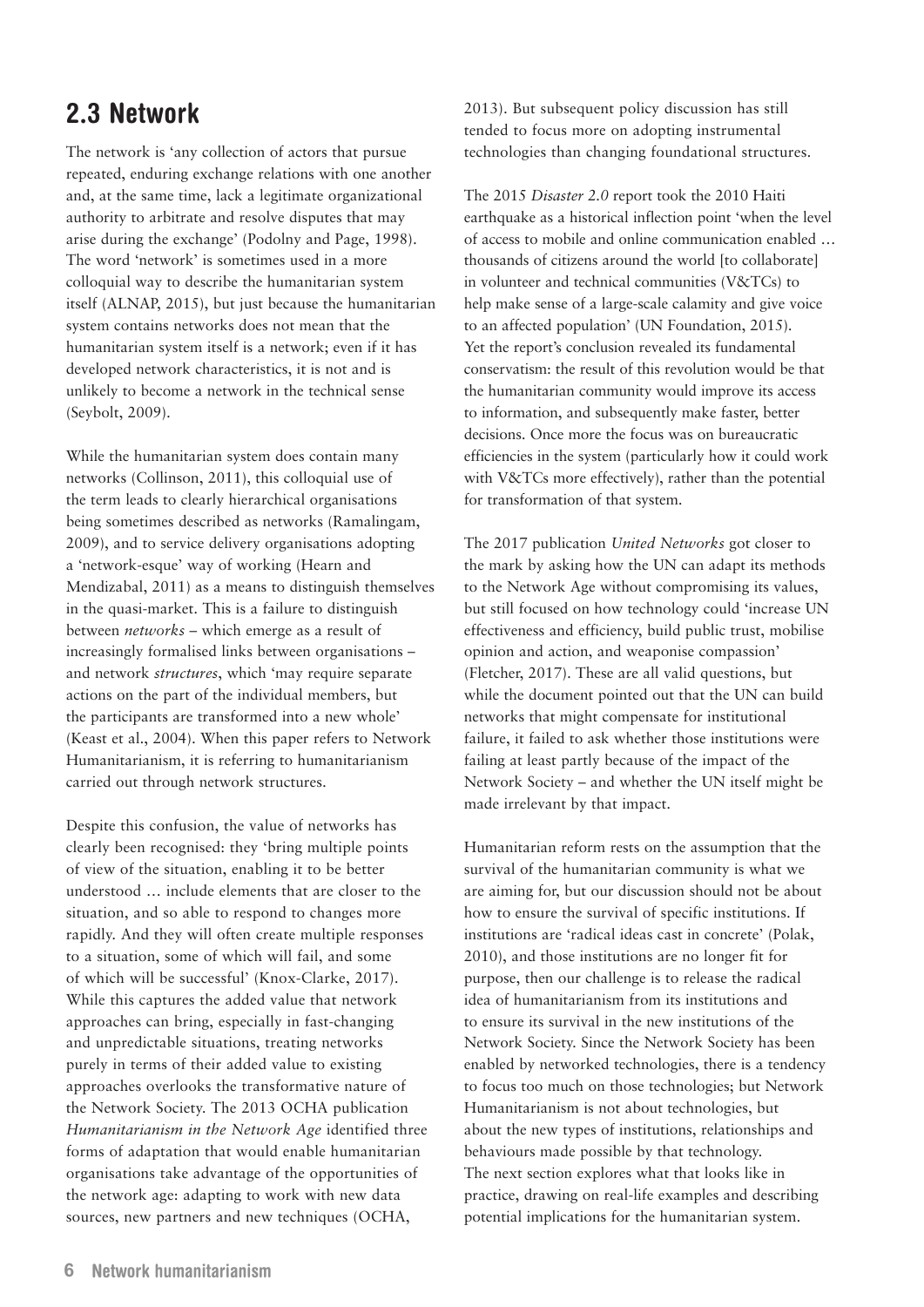## 2.3 Network

The network is 'any collection of actors that pursue repeated, enduring exchange relations with one another and, at the same time, lack a legitimate organizational authority to arbitrate and resolve disputes that may arise during the exchange' (Podolny and Page, 1998). The word 'network' is sometimes used in a more colloquial way to describe the humanitarian system itself (ALNAP, 2015), but just because the humanitarian system contains networks does not mean that the humanitarian system itself is a network; even if it has developed network characteristics, it is not and is unlikely to become a network in the technical sense (Seybolt, 2009).

While the humanitarian system does contain many networks (Collinson, 2011), this colloquial use of the term leads to clearly hierarchical organisations being sometimes described as networks (Ramalingam, 2009), and to service delivery organisations adopting a 'network-esque' way of working (Hearn and Mendizabal, 2011) as a means to distinguish themselves in the quasi-market. This is a failure to distinguish between *networks* – which emerge as a result of increasingly formalised links between organisations – and network *structures*, which 'may require separate actions on the part of the individual members, but the participants are transformed into a new whole' (Keast et al., 2004). When this paper refers to Network Humanitarianism, it is referring to humanitarianism carried out through network structures.

Despite this confusion, the value of networks has clearly been recognised: they 'bring multiple points of view of the situation, enabling it to be better understood … include elements that are closer to the situation, and so able to respond to changes more rapidly. And they will often create multiple responses to a situation, some of which will fail, and some of which will be successful' (Knox-Clarke, 2017). While this captures the added value that network approaches can bring, especially in fast-changing and unpredictable situations, treating networks purely in terms of their added value to existing approaches overlooks the transformative nature of the Network Society. The 2013 OCHA publication *Humanitarianism in the Network Age* identified three forms of adaptation that would enable humanitarian organisations take advantage of the opportunities of the network age: adapting to work with new data sources, new partners and new techniques (OCHA, 2013). But subsequent policy discussion has still tended to focus more on adopting instrumental technologies than changing foundational structures.

The 2015 *Disaster 2.0* report took the 2010 Haiti earthquake as a historical inflection point 'when the level of access to mobile and online communication enabled … thousands of citizens around the world [to collaborate] in volunteer and technical communities (V&TCs) to help make sense of a large-scale calamity and give voice to an affected population' (UN Foundation, 2015). Yet the report's conclusion revealed its fundamental conservatism: the result of this revolution would be that the humanitarian community would improve its access to information, and subsequently make faster, better decisions. Once more the focus was on bureaucratic efficiencies in the system (particularly how it could work with V&TCs more effectively), rather than the potential for transformation of that system.

The 2017 publication *United Networks* got closer to the mark by asking how the UN can adapt its methods to the Network Age without compromising its values, but still focused on how technology could 'increase UN effectiveness and efficiency, build public trust, mobilise opinion and action, and weaponise compassion' (Fletcher, 2017). These are all valid questions, but while the document pointed out that the UN can build networks that might compensate for institutional failure, it failed to ask whether those institutions were failing at least partly because of the impact of the Network Society – and whether the UN itself might be made irrelevant by that impact.

Humanitarian reform rests on the assumption that the survival of the humanitarian community is what we are aiming for, but our discussion should not be about how to ensure the survival of specific institutions. If institutions are 'radical ideas cast in concrete' (Polak, 2010), and those institutions are no longer fit for purpose, then our challenge is to release the radical idea of humanitarianism from its institutions and to ensure its survival in the new institutions of the Network Society. Since the Network Society has been enabled by networked technologies, there is a tendency to focus too much on those technologies; but Network Humanitarianism is not about technologies, but about the new types of institutions, relationships and behaviours made possible by that technology. The next section explores what that looks like in practice, drawing on real-life examples and describing potential implications for the humanitarian system.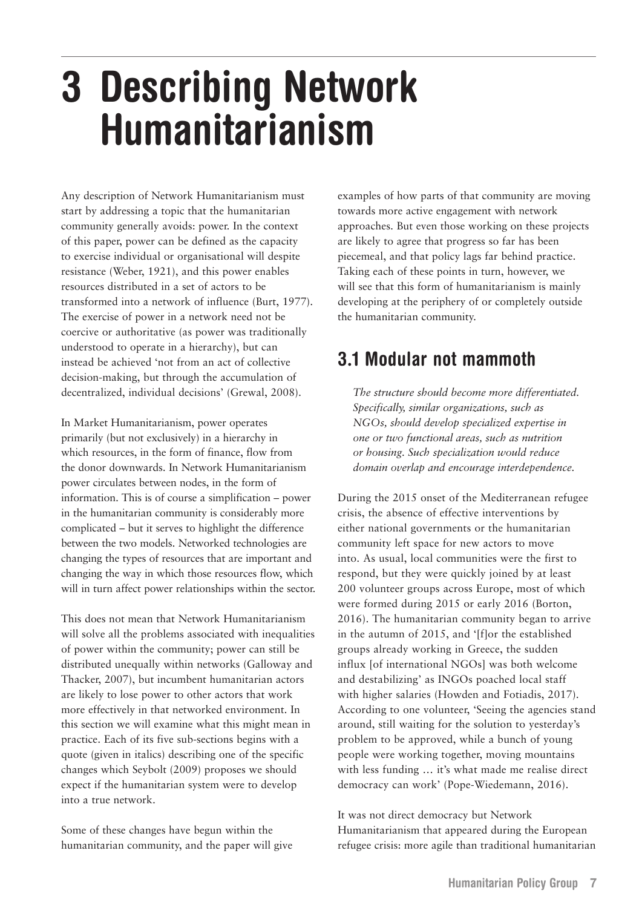# 3 Describing Network Humanitarianism

Any description of Network Humanitarianism must start by addressing a topic that the humanitarian community generally avoids: power. In the context of this paper, power can be defined as the capacity to exercise individual or organisational will despite resistance (Weber, 1921), and this power enables resources distributed in a set of actors to be transformed into a network of influence (Burt, 1977). The exercise of power in a network need not be coercive or authoritative (as power was traditionally understood to operate in a hierarchy), but can instead be achieved 'not from an act of collective decision-making, but through the accumulation of decentralized, individual decisions' (Grewal, 2008).

In Market Humanitarianism, power operates primarily (but not exclusively) in a hierarchy in which resources, in the form of finance, flow from the donor downwards. In Network Humanitarianism power circulates between nodes, in the form of information. This is of course a simplification – power in the humanitarian community is considerably more complicated – but it serves to highlight the difference between the two models. Networked technologies are changing the types of resources that are important and changing the way in which those resources flow, which will in turn affect power relationships within the sector.

This does not mean that Network Humanitarianism will solve all the problems associated with inequalities of power within the community; power can still be distributed unequally within networks (Galloway and Thacker, 2007), but incumbent humanitarian actors are likely to lose power to other actors that work more effectively in that networked environment. In this section we will examine what this might mean in practice. Each of its five sub-sections begins with a quote (given in italics) describing one of the specific changes which Seybolt (2009) proposes we should expect if the humanitarian system were to develop into a true network.

Some of these changes have begun within the humanitarian community, and the paper will give examples of how parts of that community are moving towards more active engagement with network approaches. But even those working on these projects are likely to agree that progress so far has been piecemeal, and that policy lags far behind practice. Taking each of these points in turn, however, we will see that this form of humanitarianism is mainly developing at the periphery of or completely outside the humanitarian community.

## 3.1 Modular not mammoth

*The structure should become more differentiated. Specifically, similar organizations, such as NGOs, should develop specialized expertise in one or two functional areas, such as nutrition or housing. Such specialization would reduce domain overlap and encourage interdependence.*

During the 2015 onset of the Mediterranean refugee crisis, the absence of effective interventions by either national governments or the humanitarian community left space for new actors to move into. As usual, local communities were the first to respond, but they were quickly joined by at least 200 volunteer groups across Europe, most of which were formed during 2015 or early 2016 (Borton, 2016). The humanitarian community began to arrive in the autumn of 2015, and '[f]or the established groups already working in Greece, the sudden influx [of international NGOs] was both welcome and destabilizing' as INGOs poached local staff with higher salaries (Howden and Fotiadis, 2017). According to one volunteer, 'Seeing the agencies stand around, still waiting for the solution to yesterday's problem to be approved, while a bunch of young people were working together, moving mountains with less funding … it's what made me realise direct democracy can work' (Pope-Wiedemann, 2016).

It was not direct democracy but Network Humanitarianism that appeared during the European refugee crisis: more agile than traditional humanitarian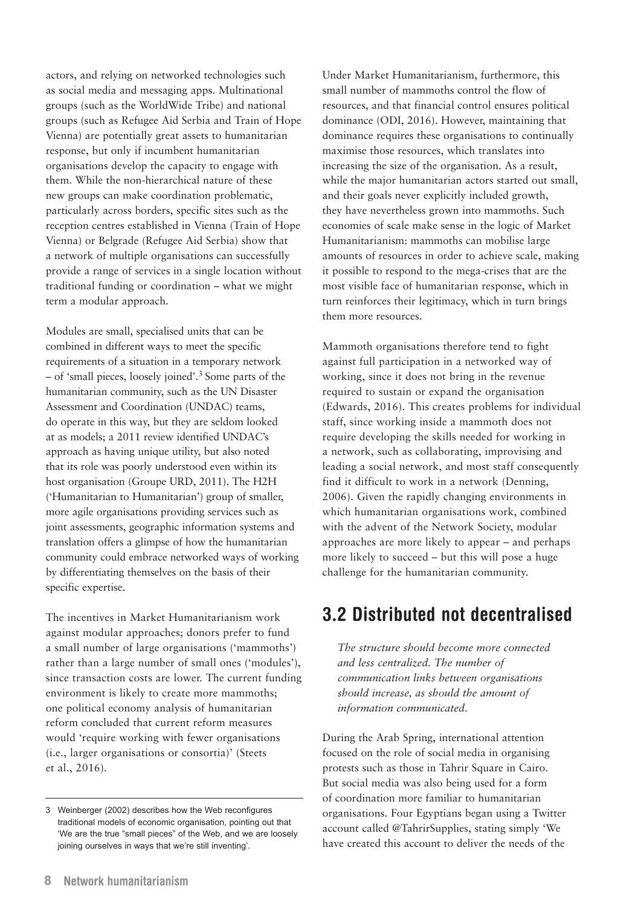actors, and relying on networked technologies such as social media and messaging apps. Multinational groups (such as the WorldWide Tribe) and national groups (such as Refugee Aid Serbia and Train of Hope Vienna) are potentially great assets to humanitarian response, but only if incumbent humanitarian organisations develop the capacity to engage with them. While the non-hierarchical nature of these new groups can make coordination problematic, particularly across borders, specific sites such as the reception centres established in Vienna (Train of Hope Vienna) or Belgrade (Refugee Aid Serbia) show that a network of multiple organisations can successfully provide a range of services in a single location without traditional funding or coordination – what we might term a modular approach.

Modules are small, specialised units that can be combined in different ways to meet the specific requirements of a situation in a temporary network – of 'small pieces, loosely joined'.[3] Some parts of the humanitarian community, such as the UN Disaster Assessment and Coordination (UNDAC) teams, do operate in this way, but they are seldom looked at as models; a 2011 review identified UNDAC's approach as having unique utility, but also noted that its role was poorly understood even within its host organisation (Groupe URD, 2011). The H2H ('Humanitarian to Humanitarian') group of smaller, more agile organisations providing services such as joint assessments, geographic information systems and translation offers a glimpse of how the humanitarian community could embrace networked ways of working by differentiating themselves on the basis of their specific expertise.

The incentives in Market Humanitarianism work against modular approaches; donors prefer to fund a small number of large organisations ('mammoths') rather than a large number of small ones ('modules'), since transaction costs are lower. The current funding environment is likely to create more mammoths; one political economy analysis of humanitarian reform concluded that current reform measures would 'require working with fewer organisations (i.e., larger organisations or consortia)' (Steets et al., 2016).

Under Market Humanitarianism, furthermore, this small number of mammoths control the flow of resources, and that financial control ensures political dominance (ODI, 2016). However, maintaining that dominance requires these organisations to continually maximise those resources, which translates into increasing the size of the organisation. As a result, while the major humanitarian actors started out small, and their goals never explicitly included growth, they have nevertheless grown into mammoths. Such economies of scale make sense in the logic of Market Humanitarianism: mammoths can mobilise large amounts of resources in order to achieve scale, making it possible to respond to the mega-crises that are the most visible face of humanitarian response, which in turn reinforces their legitimacy, which in turn brings them more resources.

Mammoth organisations therefore tend to fight against full participation in a networked way of working, since it does not bring in the revenue required to sustain or expand the organisation (Edwards, 2016). This creates problems for individual staff, since working inside a mammoth does not require developing the skills needed for working in a network, such as collaborating, improvising and leading a social network, and most staff consequently find it difficult to work in a network (Denning, 2006). Given the rapidly changing environments in which humanitarian organisations work, combined with the advent of the Network Society, modular approaches are more likely to appear – and perhaps more likely to succeed – but this will pose a huge challenge for the humanitarian community.

## 3.2 Distributed not decentralised

*The structure should become more connected and less centralized. The number of communication links between organisations should increase, as should the amount of information communicated.*

During the Arab Spring, international attention focused on the role of social media in organising protests such as those in Tahrir Square in Cairo. But social media was also being used for a form of coordination more familiar to humanitarian organisations. Four Egyptians began using a Twitter account called @TahrirSupplies, stating simply 'We have created this account to deliver the needs of the

---

3 Weinberger (2002) describes how the Web reconfigures traditional models of economic organisation, pointing out that 'We are the true "small pieces" of the Web, and we are loosely joining ourselves in ways that we're still inventing'.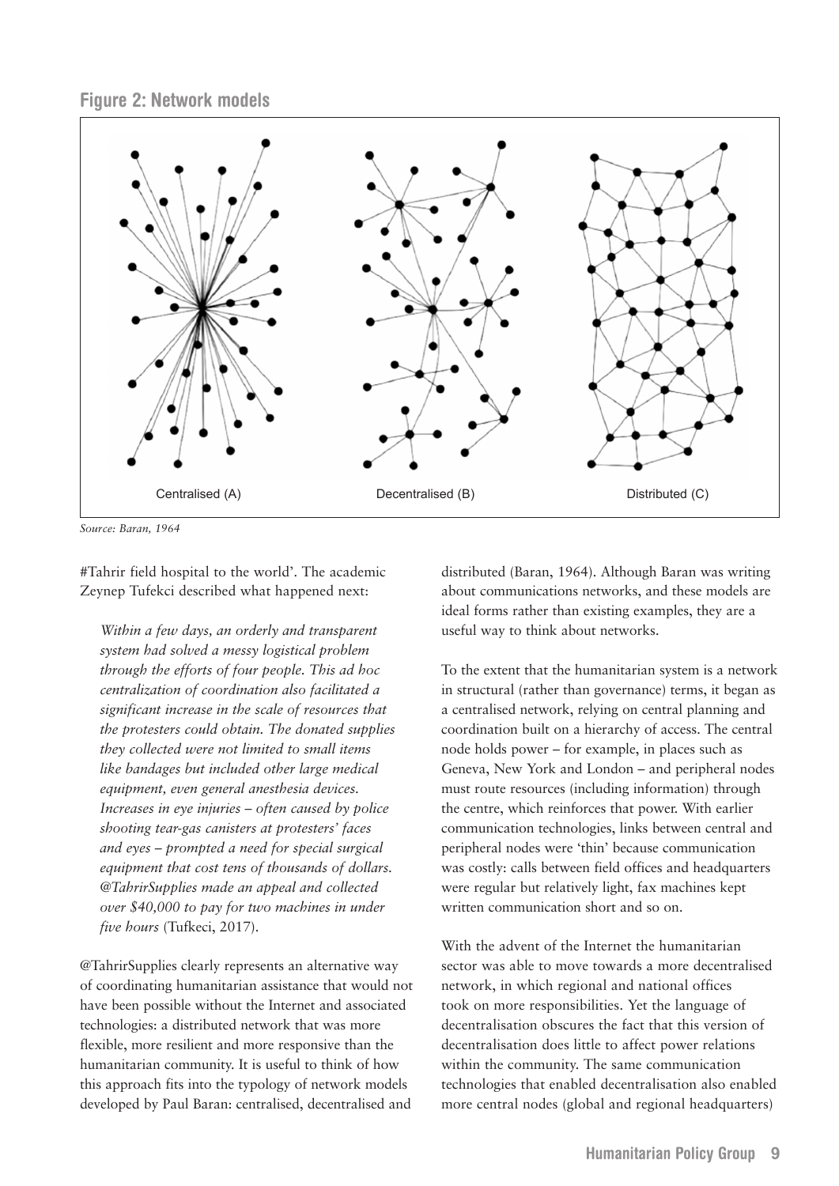**Figure 2: Network models**

Centralised (A) | Decentralised (B) | Distributed (C)

*Source: Baran, 1964*

#Tahrir field hospital to the world'. The academic Zeynep Tufekci described what happened next:

> *Within a few days, an orderly and transparent system had solved a messy logistical problem through the efforts of four people. This ad hoc centralization of coordination also facilitated a significant increase in the scale of resources that the protesters could obtain. The donated supplies they collected were not limited to small items like bandages but included other large medical equipment, even general anesthesia devices. Increases in eye injuries – often caused by police shooting tear-gas canisters at protesters' faces and eyes – prompted a need for special surgical equipment that cost tens of thousands of dollars. @TahrirSupplies made an appeal and collected over $40,000 to pay for two machines in under five hours* (Tufkeci, 2017).

@TahrirSupplies clearly represents an alternative way of coordinating humanitarian assistance that would not have been possible without the Internet and associated technologies: a distributed network that was more flexible, more resilient and more responsive than the humanitarian community. It is useful to think of how this approach fits into the typology of network models developed by Paul Baran: centralised, decentralised and distributed (Baran, 1964). Although Baran was writing about communications networks, and these models are ideal forms rather than existing examples, they are a useful way to think about networks.

To the extent that the humanitarian system is a network in structural (rather than governance) terms, it began as a centralised network, relying on central planning and coordination built on a hierarchy of access. The central node holds power – for example, in places such as Geneva, New York and London – and peripheral nodes must route resources (including information) through the centre, which reinforces that power. With earlier communication technologies, links between central and peripheral nodes were 'thin' because communication was costly: calls between field offices and headquarters were regular but relatively light, fax machines kept written communication short and so on.

With the advent of the Internet the humanitarian sector was able to move towards a more decentralised network, in which regional and national offices took on more responsibilities. Yet the language of decentralisation obscures the fact that this version of decentralisation does little to affect power relations within the community. The same communication technologies that enabled decentralisation also enabled more central nodes (global and regional headquarters)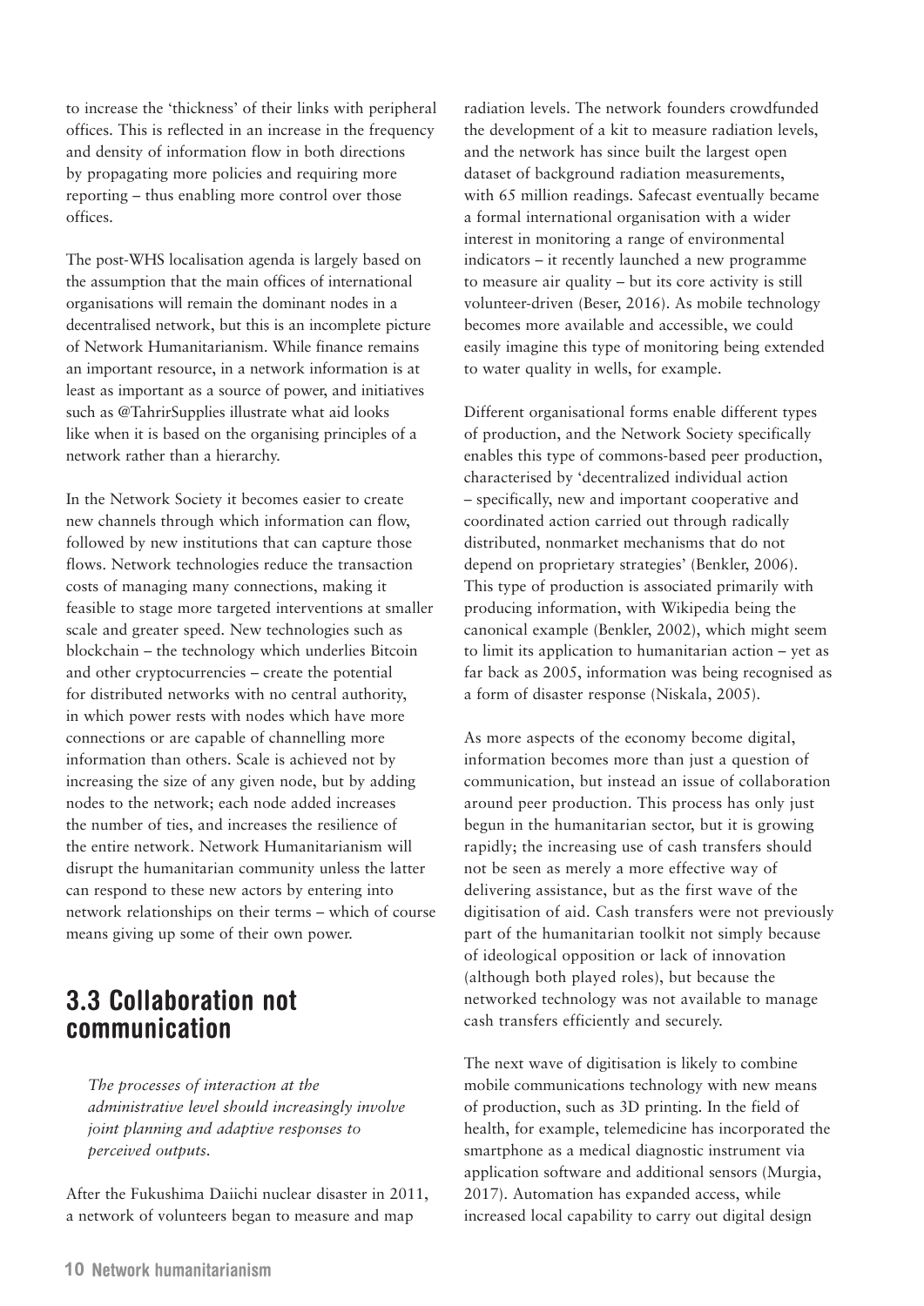to increase the 'thickness' of their links with peripheral offices. This is reflected in an increase in the frequency and density of information flow in both directions by propagating more policies and requiring more reporting – thus enabling more control over those offices.

The post-WHS localisation agenda is largely based on the assumption that the main offices of international organisations will remain the dominant nodes in a decentralised network, but this is an incomplete picture of Network Humanitarianism. While finance remains an important resource, in a network information is at least as important as a source of power, and initiatives such as @TahrirSupplies illustrate what aid looks like when it is based on the organising principles of a network rather than a hierarchy.

In the Network Society it becomes easier to create new channels through which information can flow, followed by new institutions that can capture those flows. Network technologies reduce the transaction costs of managing many connections, making it feasible to stage more targeted interventions at smaller scale and greater speed. New technologies such as blockchain – the technology which underlies Bitcoin and other cryptocurrencies – create the potential for distributed networks with no central authority, in which power rests with nodes which have more connections or are capable of channelling more information than others. Scale is achieved not by increasing the size of any given node, but by adding nodes to the network; each node added increases the number of ties, and increases the resilience of the entire network. Network Humanitarianism will disrupt the humanitarian community unless the latter can respond to these new actors by entering into network relationships on their terms – which of course means giving up some of their own power.

## 3.3 Collaboration not communication

> *The processes of interaction at the administrative level should increasingly involve joint planning and adaptive responses to perceived outputs.*

After the Fukushima Daiichi nuclear disaster in 2011, a network of volunteers began to measure and map radiation levels. The network founders crowdfunded the development of a kit to measure radiation levels, and the network has since built the largest open dataset of background radiation measurements, with 65 million readings. Safecast eventually became a formal international organisation with a wider interest in monitoring a range of environmental indicators – it recently launched a new programme to measure air quality – but its core activity is still volunteer-driven (Beser, 2016). As mobile technology becomes more available and accessible, we could easily imagine this type of monitoring being extended to water quality in wells, for example.

Different organisational forms enable different types of production, and the Network Society specifically enables this type of commons-based peer production, characterised by 'decentralized individual action – specifically, new and important cooperative and coordinated action carried out through radically distributed, nonmarket mechanisms that do not depend on proprietary strategies' (Benkler, 2006). This type of production is associated primarily with producing information, with Wikipedia being the canonical example (Benkler, 2002), which might seem to limit its application to humanitarian action – yet as far back as 2005, information was being recognised as a form of disaster response (Niskala, 2005).

As more aspects of the economy become digital, information becomes more than just a question of communication, but instead an issue of collaboration around peer production. This process has only just begun in the humanitarian sector, but it is growing rapidly; the increasing use of cash transfers should not be seen as merely a more effective way of delivering assistance, but as the first wave of the digitisation of aid. Cash transfers were not previously part of the humanitarian toolkit not simply because of ideological opposition or lack of innovation (although both played roles), but because the networked technology was not available to manage cash transfers efficiently and securely.

The next wave of digitisation is likely to combine mobile communications technology with new means of production, such as 3D printing. In the field of health, for example, telemedicine has incorporated the smartphone as a medical diagnostic instrument via application software and additional sensors (Murgia, 2017). Automation has expanded access, while increased local capability to carry out digital design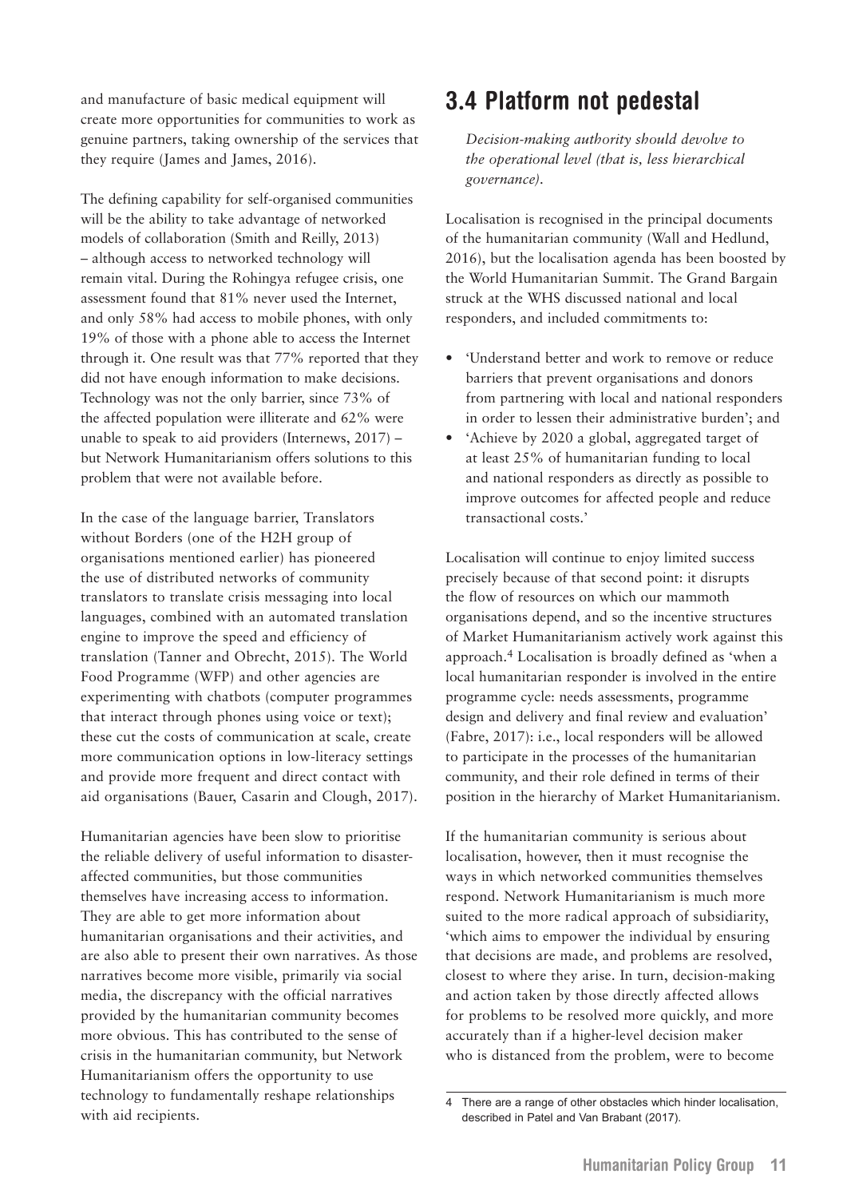and manufacture of basic medical equipment will create more opportunities for communities to work as genuine partners, taking ownership of the services that they require (James and James, 2016).

The defining capability for self-organised communities will be the ability to take advantage of networked models of collaboration (Smith and Reilly, 2013) – although access to networked technology will remain vital. During the Rohingya refugee crisis, one assessment found that 81% never used the Internet, and only 58% had access to mobile phones, with only 19% of those with a phone able to access the Internet through it. One result was that 77% reported that they did not have enough information to make decisions. Technology was not the only barrier, since 73% of the affected population were illiterate and 62% were unable to speak to aid providers (Internews, 2017) – but Network Humanitarianism offers solutions to this problem that were not available before.

In the case of the language barrier, Translators without Borders (one of the H2H group of organisations mentioned earlier) has pioneered the use of distributed networks of community translators to translate crisis messaging into local languages, combined with an automated translation engine to improve the speed and efficiency of translation (Tanner and Obrecht, 2015). The World Food Programme (WFP) and other agencies are experimenting with chatbots (computer programmes that interact through phones using voice or text); these cut the costs of communication at scale, create more communication options in low-literacy settings and provide more frequent and direct contact with aid organisations (Bauer, Casarin and Clough, 2017).

Humanitarian agencies have been slow to prioritise the reliable delivery of useful information to disaster-affected communities, but those communities themselves have increasing access to information. They are able to get more information about humanitarian organisations and their activities, and are also able to present their own narratives. As those narratives become more visible, primarily via social media, the discrepancy with the official narratives provided by the humanitarian community becomes more obvious. This has contributed to the sense of crisis in the humanitarian community, but Network Humanitarianism offers the opportunity to use technology to fundamentally reshape relationships with aid recipients.

## 3.4 Platform not pedestal

*Decision-making authority should devolve to the operational level (that is, less hierarchical governance).*

Localisation is recognised in the principal documents of the humanitarian community (Wall and Hedlund, 2016), but the localisation agenda has been boosted by the World Humanitarian Summit. The Grand Bargain struck at the WHS discussed national and local responders, and included commitments to:

- 'Understand better and work to remove or reduce barriers that prevent organisations and donors from partnering with local and national responders in order to lessen their administrative burden'; and
- 'Achieve by 2020 a global, aggregated target of at least 25% of humanitarian funding to local and national responders as directly as possible to improve outcomes for affected people and reduce transactional costs.'

Localisation will continue to enjoy limited success precisely because of that second point: it disrupts the flow of resources on which our mammoth organisations depend, and so the incentive structures of Market Humanitarianism actively work against this approach.[4] Localisation is broadly defined as 'when a local humanitarian responder is involved in the entire programme cycle: needs assessments, programme design and delivery and final review and evaluation' (Fabre, 2017): i.e., local responders will be allowed to participate in the processes of the humanitarian community, and their role defined in terms of their position in the hierarchy of Market Humanitarianism.

If the humanitarian community is serious about localisation, however, then it must recognise the ways in which networked communities themselves respond. Network Humanitarianism is much more suited to the more radical approach of subsidiarity, 'which aims to empower the individual by ensuring that decisions are made, and problems are resolved, closest to where they arise. In turn, decision-making and action taken by those directly affected allows for problems to be resolved more quickly, and more accurately than if a higher-level decision maker who is distanced from the problem, were to become

4 There are a range of other obstacles which hinder localisation, described in Patel and Van Brabant (2017).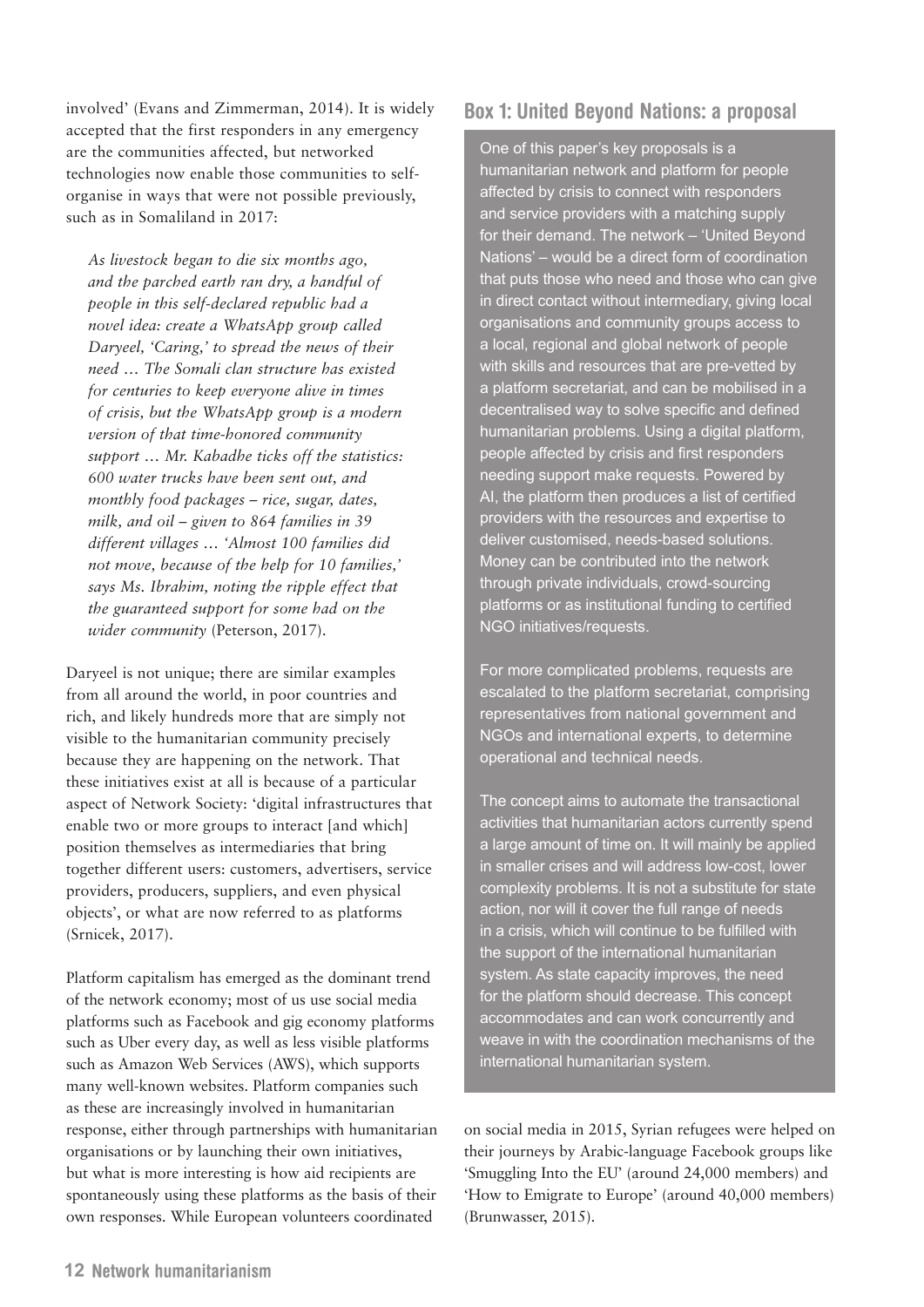involved' (Evans and Zimmerman, 2014). It is widely accepted that the first responders in any emergency are the communities affected, but networked technologies now enable those communities to self-organise in ways that were not possible previously, such as in Somaliland in 2017:

> *As livestock began to die six months ago, and the parched earth ran dry, a handful of people in this self-declared republic had a novel idea: create a WhatsApp group called Daryeel, 'Caring,' to spread the news of their need … The Somali clan structure has existed for centuries to keep everyone alive in times of crisis, but the WhatsApp group is a modern version of that time-honored community support … Mr. Kabadhe ticks off the statistics: 600 water trucks have been sent out, and monthly food packages – rice, sugar, dates, milk, and oil – given to 864 families in 39 different villages … 'Almost 100 families did not move, because of the help for 10 families,' says Ms. Ibrahim, noting the ripple effect that the guaranteed support for some had on the wider community* (Peterson, 2017).

Daryeel is not unique; there are similar examples from all around the world, in poor countries and rich, and likely hundreds more that are simply not visible to the humanitarian community precisely because they are happening on the network. That these initiatives exist at all is because of a particular aspect of Network Society: 'digital infrastructures that enable two or more groups to interact [and which] position themselves as intermediaries that bring together different users: customers, advertisers, service providers, producers, suppliers, and even physical objects', or what are now referred to as platforms (Srnicek, 2017).

Platform capitalism has emerged as the dominant trend of the network economy; most of us use social media platforms such as Facebook and gig economy platforms such as Uber every day, as well as less visible platforms such as Amazon Web Services (AWS), which supports many well-known websites. Platform companies such as these are increasingly involved in humanitarian response, either through partnerships with humanitarian organisations or by launching their own initiatives, but what is more interesting is how aid recipients are spontaneously using these platforms as the basis of their own responses. While European volunteers coordinated on social media in 2015, Syrian refugees were helped on their journeys by Arabic-language Facebook groups like 'Smuggling Into the EU' (around 24,000 members) and 'How to Emigrate to Europe' (around 40,000 members) (Brunwasser, 2015).

### Box 1: United Beyond Nations: a proposal

One of this paper's key proposals is a humanitarian network and platform for people affected by crisis to connect with responders and service providers with a matching supply for their demand. The network – 'United Beyond Nations' – would be a direct form of coordination that puts those who need and those who can give in direct contact without intermediary, giving local organisations and community groups access to a local, regional and global network of people with skills and resources that are pre-vetted by a platform secretariat, and can be mobilised in a decentralised way to solve specific and defined humanitarian problems. Using a digital platform, people affected by crisis and first responders needing support make requests. Powered by AI, the platform then produces a list of certified providers with the resources and expertise to deliver customised, needs-based solutions. Money can be contributed into the network through private individuals, crowd-sourcing platforms or as institutional funding to certified NGO initiatives/requests.

For more complicated problems, requests are escalated to the platform secretariat, comprising representatives from national government and NGOs and international experts, to determine operational and technical needs.

The concept aims to automate the transactional activities that humanitarian actors currently spend a large amount of time on. It will mainly be applied in smaller crises and will address low-cost, lower complexity problems. It is not a substitute for state action, nor will it cover the full range of needs in a crisis, which will continue to be fulfilled with the support of the international humanitarian system. As state capacity improves, the need for the platform should decrease. This concept accommodates and can work concurrently and weave in with the coordination mechanisms of the international humanitarian system.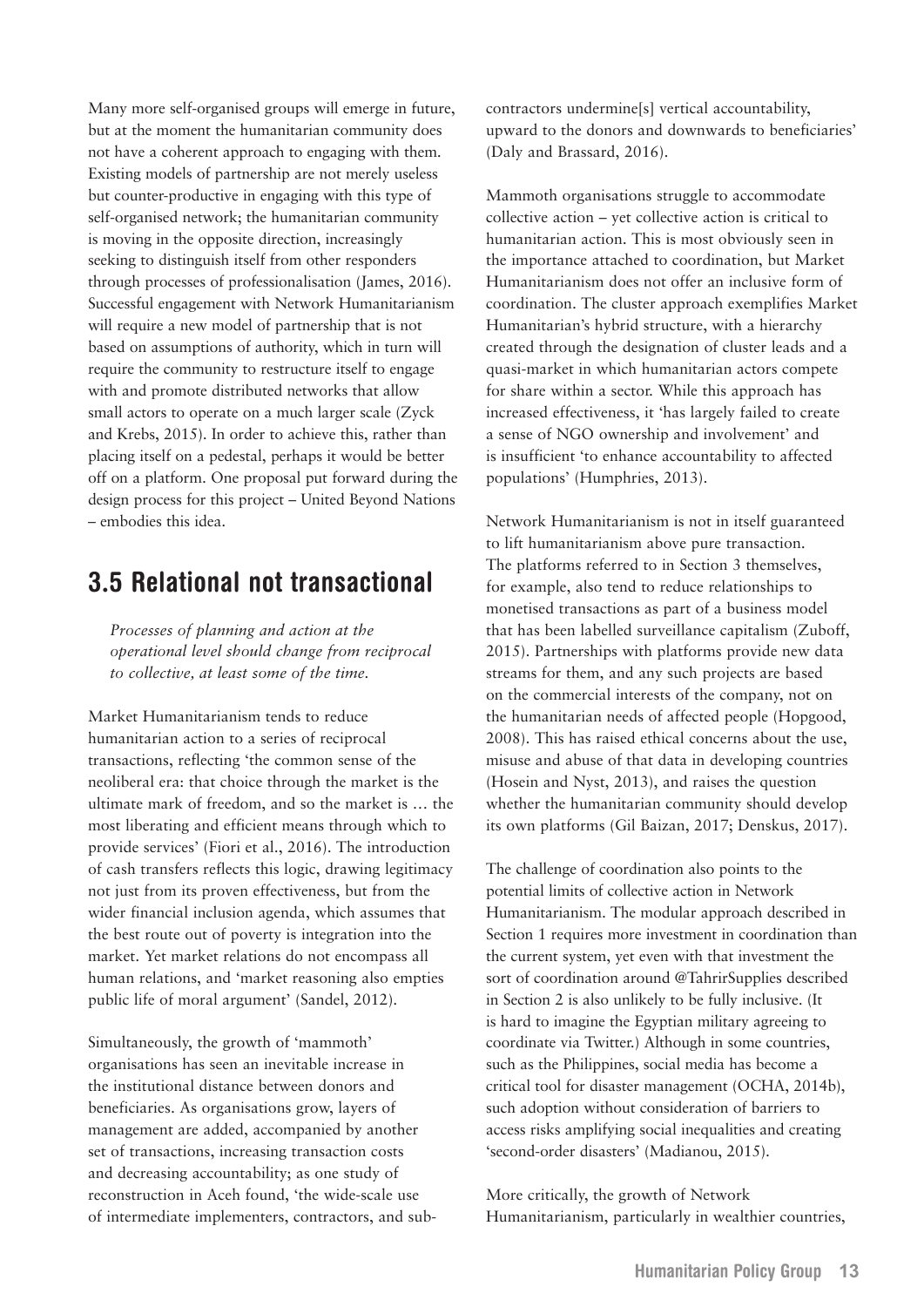Many more self-organised groups will emerge in future, but at the moment the humanitarian community does not have a coherent approach to engaging with them. Existing models of partnership are not merely useless but counter-productive in engaging with this type of self-organised network; the humanitarian community is moving in the opposite direction, increasingly seeking to distinguish itself from other responders through processes of professionalisation (James, 2016). Successful engagement with Network Humanitarianism will require a new model of partnership that is not based on assumptions of authority, which in turn will require the community to restructure itself to engage with and promote distributed networks that allow small actors to operate on a much larger scale (Zyck and Krebs, 2015). In order to achieve this, rather than placing itself on a pedestal, perhaps it would be better off on a platform. One proposal put forward during the design process for this project – United Beyond Nations – embodies this idea.

## 3.5 Relational not transactional

*Processes of planning and action at the operational level should change from reciprocal to collective, at least some of the time.*

Market Humanitarianism tends to reduce humanitarian action to a series of reciprocal transactions, reflecting 'the common sense of the neoliberal era: that choice through the market is the ultimate mark of freedom, and so the market is … the most liberating and efficient means through which to provide services' (Fiori et al., 2016). The introduction of cash transfers reflects this logic, drawing legitimacy not just from its proven effectiveness, but from the wider financial inclusion agenda, which assumes that the best route out of poverty is integration into the market. Yet market relations do not encompass all human relations, and 'market reasoning also empties public life of moral argument' (Sandel, 2012).

Simultaneously, the growth of 'mammoth' organisations has seen an inevitable increase in the institutional distance between donors and beneficiaries. As organisations grow, layers of management are added, accompanied by another set of transactions, increasing transaction costs and decreasing accountability; as one study of reconstruction in Aceh found, 'the wide-scale use of intermediate implementers, contractors, and sub-contractors undermine[s] vertical accountability, upward to the donors and downwards to beneficiaries' (Daly and Brassard, 2016).

Mammoth organisations struggle to accommodate collective action – yet collective action is critical to humanitarian action. This is most obviously seen in the importance attached to coordination, but Market Humanitarianism does not offer an inclusive form of coordination. The cluster approach exemplifies Market Humanitarian's hybrid structure, with a hierarchy created through the designation of cluster leads and a quasi-market in which humanitarian actors compete for share within a sector. While this approach has increased effectiveness, it 'has largely failed to create a sense of NGO ownership and involvement' and is insufficient 'to enhance accountability to affected populations' (Humphries, 2013).

Network Humanitarianism is not in itself guaranteed to lift humanitarianism above pure transaction. The platforms referred to in Section 3 themselves, for example, also tend to reduce relationships to monetised transactions as part of a business model that has been labelled surveillance capitalism (Zuboff, 2015). Partnerships with platforms provide new data streams for them, and any such projects are based on the commercial interests of the company, not on the humanitarian needs of affected people (Hopgood, 2008). This has raised ethical concerns about the use, misuse and abuse of that data in developing countries (Hosein and Nyst, 2013), and raises the question whether the humanitarian community should develop its own platforms (Gil Baizan, 2017; Denskus, 2017).

The challenge of coordination also points to the potential limits of collective action in Network Humanitarianism. The modular approach described in Section 1 requires more investment in coordination than the current system, yet even with that investment the sort of coordination around @TahrirSupplies described in Section 2 is also unlikely to be fully inclusive. (It is hard to imagine the Egyptian military agreeing to coordinate via Twitter.) Although in some countries, such as the Philippines, social media has become a critical tool for disaster management (OCHA, 2014b), such adoption without consideration of barriers to access risks amplifying social inequalities and creating 'second-order disasters' (Madianou, 2015).

More critically, the growth of Network Humanitarianism, particularly in wealthier countries,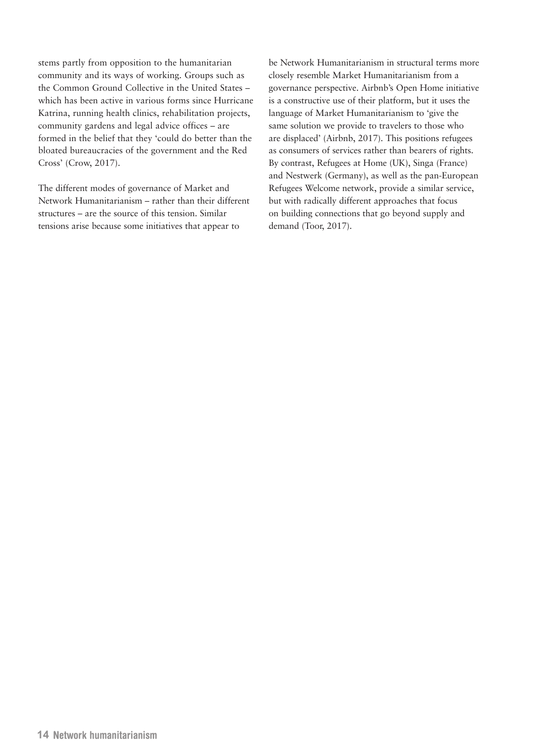stems partly from opposition to the humanitarian community and its ways of working. Groups such as the Common Ground Collective in the United States – which has been active in various forms since Hurricane Katrina, running health clinics, rehabilitation projects, community gardens and legal advice offices – are formed in the belief that they 'could do better than the bloated bureaucracies of the government and the Red Cross' (Crow, 2017).

The different modes of governance of Market and Network Humanitarianism – rather than their different structures – are the source of this tension. Similar tensions arise because some initiatives that appear to be Network Humanitarianism in structural terms more closely resemble Market Humanitarianism from a governance perspective. Airbnb's Open Home initiative is a constructive use of their platform, but it uses the language of Market Humanitarianism to 'give the same solution we provide to travelers to those who are displaced' (Airbnb, 2017). This positions refugees as consumers of services rather than bearers of rights. By contrast, Refugees at Home (UK), Singa (France) and Nestwerk (Germany), as well as the pan-European Refugees Welcome network, provide a similar service, but with radically different approaches that focus on building connections that go beyond supply and demand (Toor, 2017).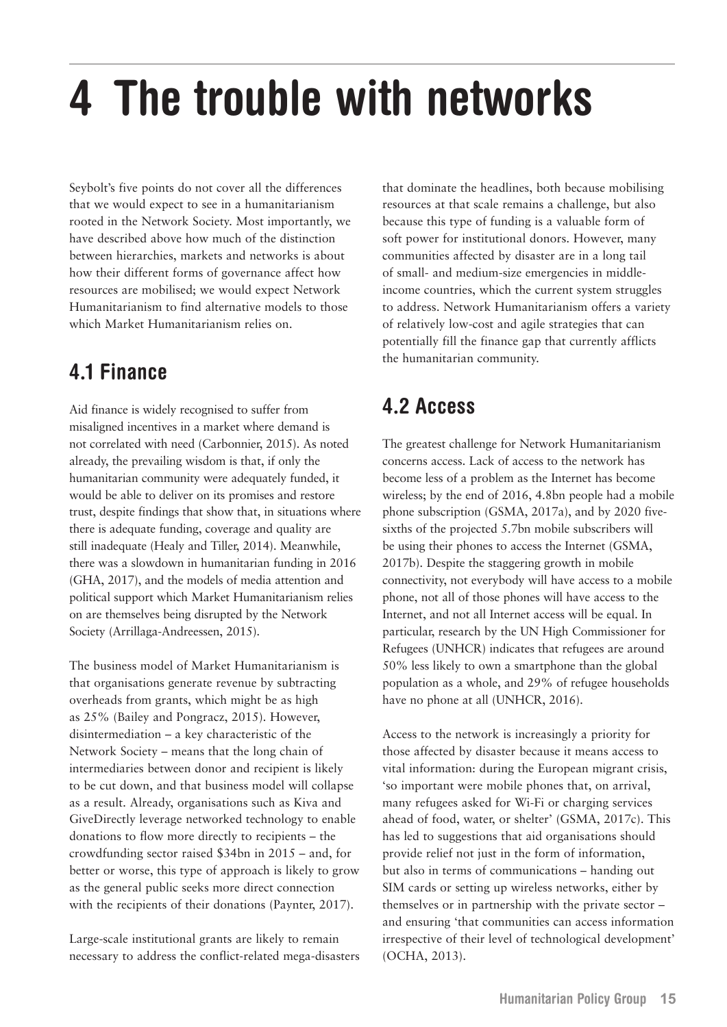# 4 The trouble with networks

Seybolt's five points do not cover all the differences that we would expect to see in a humanitarianism rooted in the Network Society. Most importantly, we have described above how much of the distinction between hierarchies, markets and networks is about how their different forms of governance affect how resources are mobilised; we would expect Network Humanitarianism to find alternative models to those which Market Humanitarianism relies on.

## 4.1 Finance

Aid finance is widely recognised to suffer from misaligned incentives in a market where demand is not correlated with need (Carbonnier, 2015). As noted already, the prevailing wisdom is that, if only the humanitarian community were adequately funded, it would be able to deliver on its promises and restore trust, despite findings that show that, in situations where there is adequate funding, coverage and quality are still inadequate (Healy and Tiller, 2014). Meanwhile, there was a slowdown in humanitarian funding in 2016 (GHA, 2017), and the models of media attention and political support which Market Humanitarianism relies on are themselves being disrupted by the Network Society (Arrillaga-Andreessen, 2015).

The business model of Market Humanitarianism is that organisations generate revenue by subtracting overheads from grants, which might be as high as 25% (Bailey and Pongracz, 2015). However, disintermediation – a key characteristic of the Network Society – means that the long chain of intermediaries between donor and recipient is likely to be cut down, and that business model will collapse as a result. Already, organisations such as Kiva and GiveDirectly leverage networked technology to enable donations to flow more directly to recipients – the crowdfunding sector raised $34bn in 2015 – and, for better or worse, this type of approach is likely to grow as the general public seeks more direct connection with the recipients of their donations (Paynter, 2017).

Large-scale institutional grants are likely to remain necessary to address the conflict-related mega-disasters that dominate the headlines, both because mobilising resources at that scale remains a challenge, but also because this type of funding is a valuable form of soft power for institutional donors. However, many communities affected by disaster are in a long tail of small- and medium-size emergencies in middle-income countries, which the current system struggles to address. Network Humanitarianism offers a variety of relatively low-cost and agile strategies that can potentially fill the finance gap that currently afflicts the humanitarian community.

## 4.2 Access

The greatest challenge for Network Humanitarianism concerns access. Lack of access to the network has become less of a problem as the Internet has become wireless; by the end of 2016, 4.8bn people had a mobile phone subscription (GSMA, 2017a), and by 2020 five-sixths of the projected 5.7bn mobile subscribers will be using their phones to access the Internet (GSMA, 2017b). Despite the staggering growth in mobile connectivity, not everybody will have access to a mobile phone, not all of those phones will have access to the Internet, and not all Internet access will be equal. In particular, research by the UN High Commissioner for Refugees (UNHCR) indicates that refugees are around 50% less likely to own a smartphone than the global population as a whole, and 29% of refugee households have no phone at all (UNHCR, 2016).

Access to the network is increasingly a priority for those affected by disaster because it means access to vital information: during the European migrant crisis, 'so important were mobile phones that, on arrival, many refugees asked for Wi-Fi or charging services ahead of food, water, or shelter' (GSMA, 2017c). This has led to suggestions that aid organisations should provide relief not just in the form of information, but also in terms of communications – handing out SIM cards or setting up wireless networks, either by themselves or in partnership with the private sector – and ensuring 'that communities can access information irrespective of their level of technological development' (OCHA, 2013).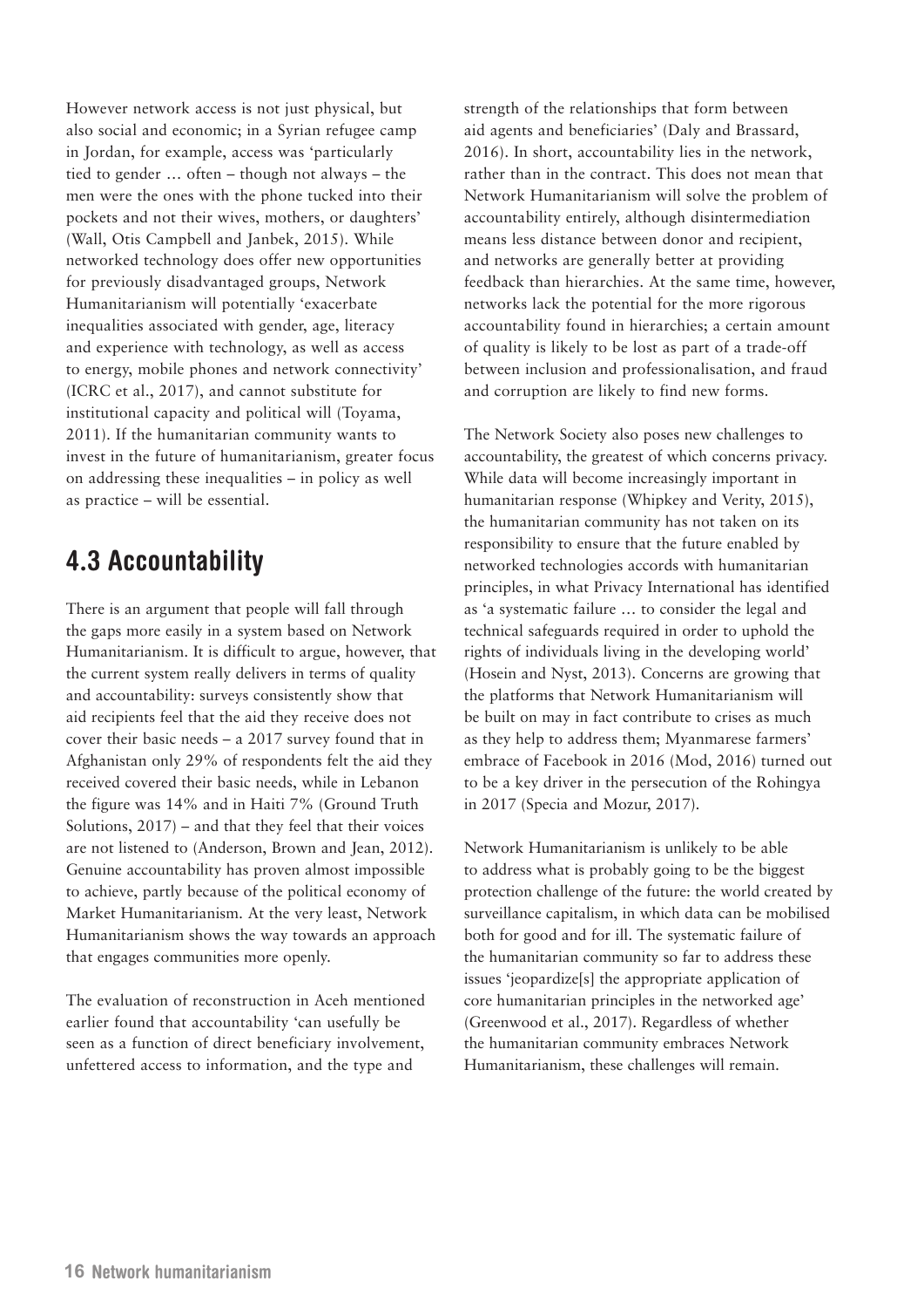However network access is not just physical, but also social and economic; in a Syrian refugee camp in Jordan, for example, access was 'particularly tied to gender … often – though not always – the men were the ones with the phone tucked into their pockets and not their wives, mothers, or daughters' (Wall, Otis Campbell and Janbek, 2015). While networked technology does offer new opportunities for previously disadvantaged groups, Network Humanitarianism will potentially 'exacerbate inequalities associated with gender, age, literacy and experience with technology, as well as access to energy, mobile phones and network connectivity' (ICRC et al., 2017), and cannot substitute for institutional capacity and political will (Toyama, 2011). If the humanitarian community wants to invest in the future of humanitarianism, greater focus on addressing these inequalities – in policy as well as practice – will be essential.

## 4.3 Accountability

There is an argument that people will fall through the gaps more easily in a system based on Network Humanitarianism. It is difficult to argue, however, that the current system really delivers in terms of quality and accountability: surveys consistently show that aid recipients feel that the aid they receive does not cover their basic needs – a 2017 survey found that in Afghanistan only 29% of respondents felt the aid they received covered their basic needs, while in Lebanon the figure was 14% and in Haiti 7% (Ground Truth Solutions, 2017) – and that they feel that their voices are not listened to (Anderson, Brown and Jean, 2012). Genuine accountability has proven almost impossible to achieve, partly because of the political economy of Market Humanitarianism. At the very least, Network Humanitarianism shows the way towards an approach that engages communities more openly.

The evaluation of reconstruction in Aceh mentioned earlier found that accountability 'can usefully be seen as a function of direct beneficiary involvement, unfettered access to information, and the type and strength of the relationships that form between aid agents and beneficiaries' (Daly and Brassard, 2016). In short, accountability lies in the network, rather than in the contract. This does not mean that Network Humanitarianism will solve the problem of accountability entirely, although disintermediation means less distance between donor and recipient, and networks are generally better at providing feedback than hierarchies. At the same time, however, networks lack the potential for the more rigorous accountability found in hierarchies; a certain amount of quality is likely to be lost as part of a trade-off between inclusion and professionalisation, and fraud and corruption are likely to find new forms.

The Network Society also poses new challenges to accountability, the greatest of which concerns privacy. While data will become increasingly important in humanitarian response (Whipkey and Verity, 2015), the humanitarian community has not taken on its responsibility to ensure that the future enabled by networked technologies accords with humanitarian principles, in what Privacy International has identified as 'a systematic failure … to consider the legal and technical safeguards required in order to uphold the rights of individuals living in the developing world' (Hosein and Nyst, 2013). Concerns are growing that the platforms that Network Humanitarianism will be built on may in fact contribute to crises as much as they help to address them; Myanmarese farmers' embrace of Facebook in 2016 (Mod, 2016) turned out to be a key driver in the persecution of the Rohingya in 2017 (Specia and Mozur, 2017).

Network Humanitarianism is unlikely to be able to address what is probably going to be the biggest protection challenge of the future: the world created by surveillance capitalism, in which data can be mobilised both for good and for ill. The systematic failure of the humanitarian community so far to address these issues 'jeopardize[s] the appropriate application of core humanitarian principles in the networked age' (Greenwood et al., 2017). Regardless of whether the humanitarian community embraces Network Humanitarianism, these challenges will remain.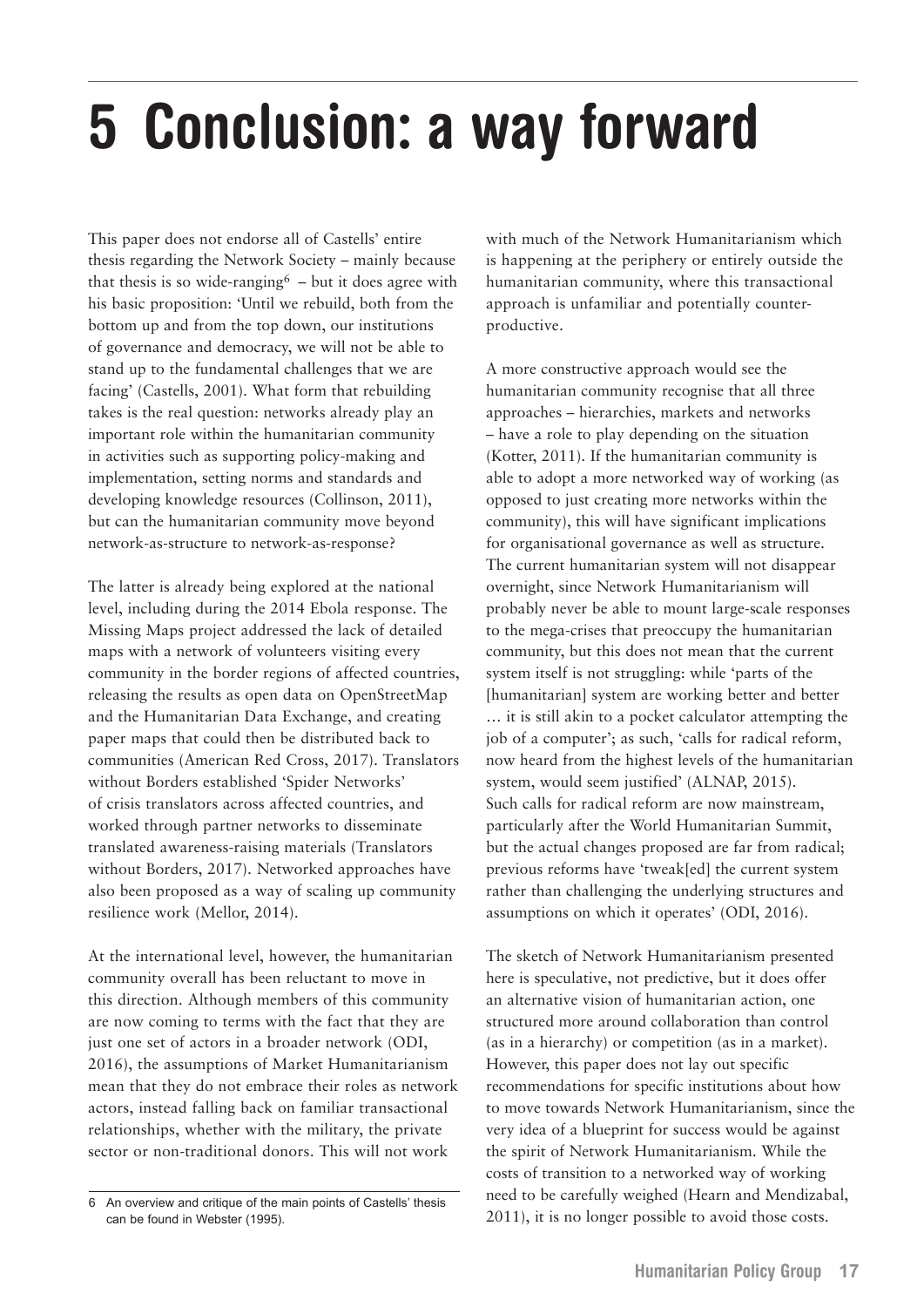# 5 Conclusion: a way forward

This paper does not endorse all of Castells' entire thesis regarding the Network Society – mainly because that thesis is so wide-ranging[6] – but it does agree with his basic proposition: 'Until we rebuild, both from the bottom up and from the top down, our institutions of governance and democracy, we will not be able to stand up to the fundamental challenges that we are facing' (Castells, 2001). What form that rebuilding takes is the real question: networks already play an important role within the humanitarian community in activities such as supporting policy-making and implementation, setting norms and standards and developing knowledge resources (Collinson, 2011), but can the humanitarian community move beyond network-as-structure to network-as-response?

The latter is already being explored at the national level, including during the 2014 Ebola response. The Missing Maps project addressed the lack of detailed maps with a network of volunteers visiting every community in the border regions of affected countries, releasing the results as open data on OpenStreetMap and the Humanitarian Data Exchange, and creating paper maps that could then be distributed back to communities (American Red Cross, 2017). Translators without Borders established 'Spider Networks' of crisis translators across affected countries, and worked through partner networks to disseminate translated awareness-raising materials (Translators without Borders, 2017). Networked approaches have also been proposed as a way of scaling up community resilience work (Mellor, 2014).

At the international level, however, the humanitarian community overall has been reluctant to move in this direction. Although members of this community are now coming to terms with the fact that they are just one set of actors in a broader network (ODI, 2016), the assumptions of Market Humanitarianism mean that they do not embrace their roles as network actors, instead falling back on familiar transactional relationships, whether with the military, the private sector or non-traditional donors. This will not work with much of the Network Humanitarianism which is happening at the periphery or entirely outside the humanitarian community, where this transactional approach is unfamiliar and potentially counter-productive.

A more constructive approach would see the humanitarian community recognise that all three approaches – hierarchies, markets and networks – have a role to play depending on the situation (Kotter, 2011). If the humanitarian community is able to adopt a more networked way of working (as opposed to just creating more networks within the community), this will have significant implications for organisational governance as well as structure. The current humanitarian system will not disappear overnight, since Network Humanitarianism will probably never be able to mount large-scale responses to the mega-crises that preoccupy the humanitarian community, but this does not mean that the current system itself is not struggling: while 'parts of the [humanitarian] system are working better and better … it is still akin to a pocket calculator attempting the job of a computer'; as such, 'calls for radical reform, now heard from the highest levels of the humanitarian system, would seem justified' (ALNAP, 2015). Such calls for radical reform are now mainstream, particularly after the World Humanitarian Summit, but the actual changes proposed are far from radical; previous reforms have 'tweak[ed] the current system rather than challenging the underlying structures and assumptions on which it operates' (ODI, 2016).

The sketch of Network Humanitarianism presented here is speculative, not predictive, but it does offer an alternative vision of humanitarian action, one structured more around collaboration than control (as in a hierarchy) or competition (as in a market). However, this paper does not lay out specific recommendations for specific institutions about how to move towards Network Humanitarianism, since the very idea of a blueprint for success would be against the spirit of Network Humanitarianism. While the costs of transition to a networked way of working need to be carefully weighed (Hearn and Mendizabal, 2011), it is no longer possible to avoid those costs.

6 An overview and critique of the main points of Castells' thesis can be found in Webster (1995).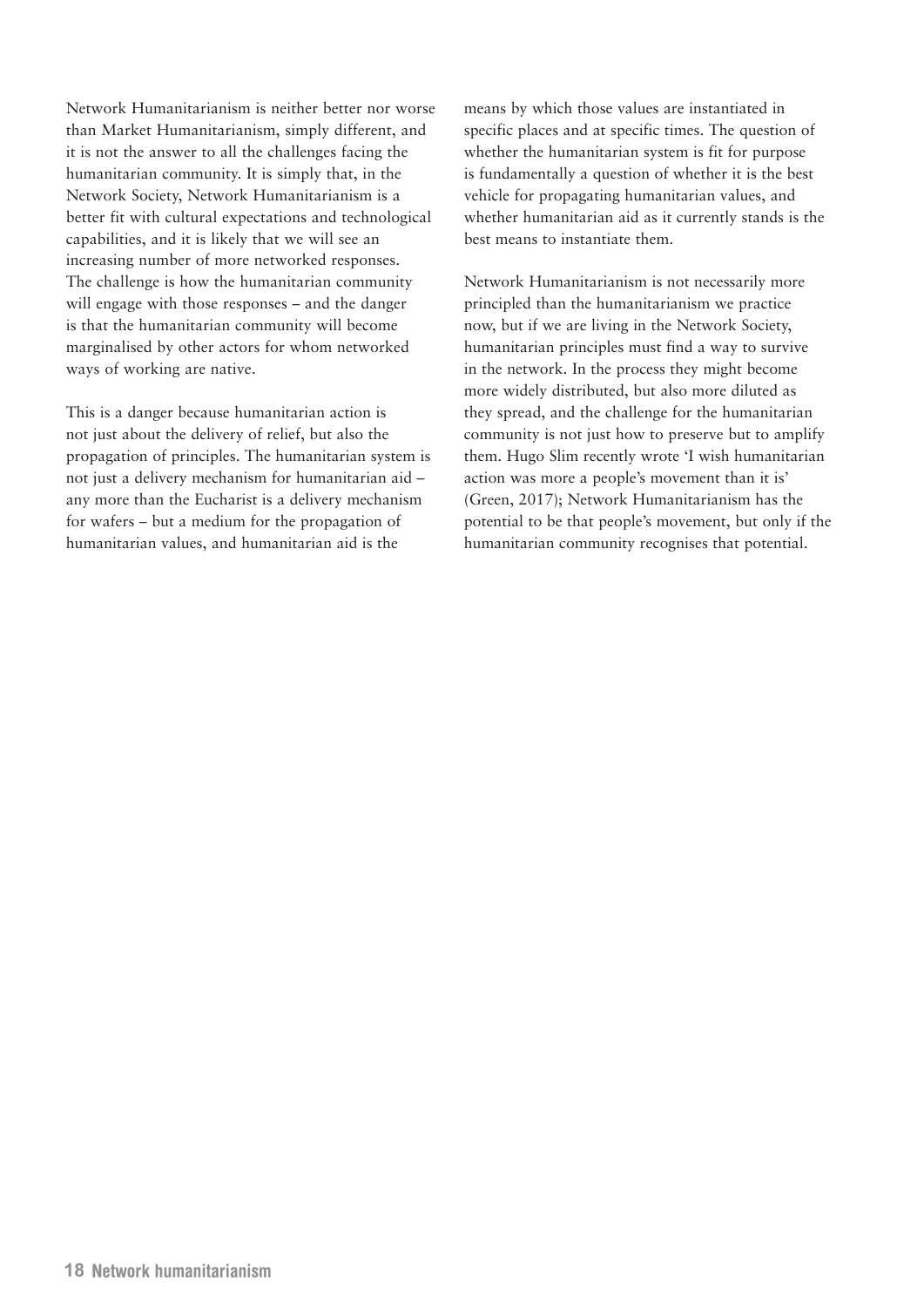Network Humanitarianism is neither better nor worse than Market Humanitarianism, simply different, and it is not the answer to all the challenges facing the humanitarian community. It is simply that, in the Network Society, Network Humanitarianism is a better fit with cultural expectations and technological capabilities, and it is likely that we will see an increasing number of more networked responses. The challenge is how the humanitarian community will engage with those responses – and the danger is that the humanitarian community will become marginalised by other actors for whom networked ways of working are native.

This is a danger because humanitarian action is not just about the delivery of relief, but also the propagation of principles. The humanitarian system is not just a delivery mechanism for humanitarian aid – any more than the Eucharist is a delivery mechanism for wafers – but a medium for the propagation of humanitarian values, and humanitarian aid is the means by which those values are instantiated in specific places and at specific times. The question of whether the humanitarian system is fit for purpose is fundamentally a question of whether it is the best vehicle for propagating humanitarian values, and whether humanitarian aid as it currently stands is the best means to instantiate them.

Network Humanitarianism is not necessarily more principled than the humanitarianism we practice now, but if we are living in the Network Society, humanitarian principles must find a way to survive in the network. In the process they might become more widely distributed, but also more diluted as they spread, and the challenge for the humanitarian community is not just how to preserve but to amplify them. Hugo Slim recently wrote 'I wish humanitarian action was more a people's movement than it is' (Green, 2017); Network Humanitarianism has the potential to be that people's movement, but only if the humanitarian community recognises that potential.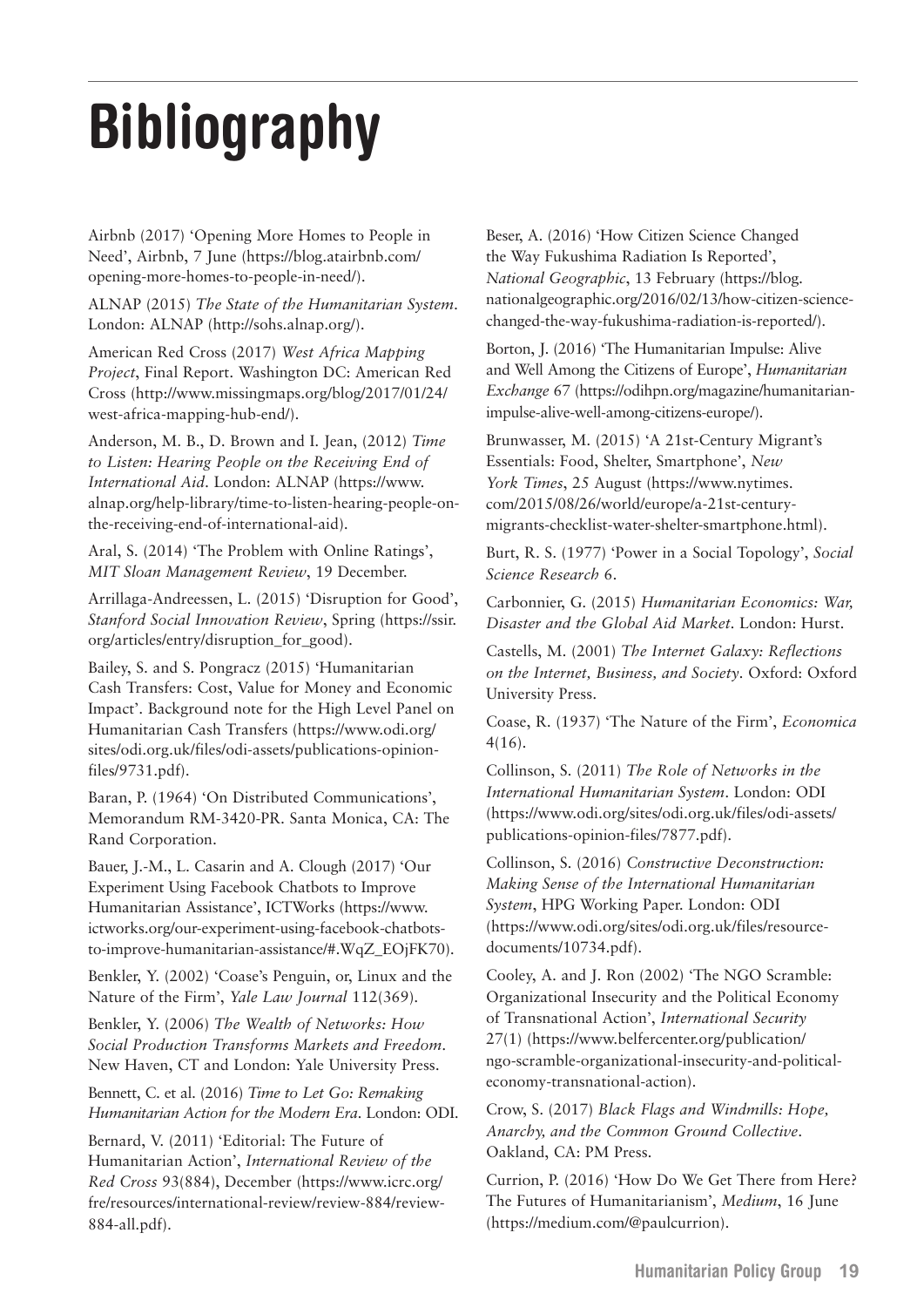# Bibliography

Airbnb (2017) 'Opening More Homes to People in Need', Airbnb, 7 June (https://blog.atairbnb.com/opening-more-homes-to-people-in-need/).

ALNAP (2015) *The State of the Humanitarian System*. London: ALNAP (http://sohs.alnap.org/).

American Red Cross (2017) *West Africa Mapping Project*, Final Report. Washington DC: American Red Cross (http://www.missingmaps.org/blog/2017/01/24/west-africa-mapping-hub-end/).

Anderson, M. B., D. Brown and I. Jean, (2012) *Time to Listen: Hearing People on the Receiving End of International Aid*. London: ALNAP (https://www.alnap.org/help-library/time-to-listen-hearing-people-on-the-receiving-end-of-international-aid).

Aral, S. (2014) 'The Problem with Online Ratings', *MIT Sloan Management Review*, 19 December.

Arrillaga-Andreessen, L. (2015) 'Disruption for Good', *Stanford Social Innovation Review*, Spring (https://ssir.org/articles/entry/disruption_for_good).

Bailey, S. and S. Pongracz (2015) 'Humanitarian Cash Transfers: Cost, Value for Money and Economic Impact'. Background note for the High Level Panel on Humanitarian Cash Transfers (https://www.odi.org/sites/odi.org.uk/files/odi-assets/publications-opinion-files/9731.pdf).

Baran, P. (1964) 'On Distributed Communications', Memorandum RM-3420-PR. Santa Monica, CA: The Rand Corporation.

Bauer, J.-M., L. Casarin and A. Clough (2017) 'Our Experiment Using Facebook Chatbots to Improve Humanitarian Assistance', ICTWorks (https://www.ictworks.org/our-experiment-using-facebook-chatbots-to-improve-humanitarian-assistance/#.WqZ_EOjFK70).

Benkler, Y. (2002) 'Coase's Penguin, or, Linux and the Nature of the Firm', *Yale Law Journal* 112(369).

Benkler, Y. (2006) *The Wealth of Networks: How Social Production Transforms Markets and Freedom*. New Haven, CT and London: Yale University Press.

Bennett, C. et al. (2016) *Time to Let Go: Remaking Humanitarian Action for the Modern Era*. London: ODI.

Bernard, V. (2011) 'Editorial: The Future of Humanitarian Action', *International Review of the Red Cross* 93(884), December (https://www.icrc.org/fre/resources/international-review/review-884/review-884-all.pdf).

Beser, A. (2016) 'How Citizen Science Changed the Way Fukushima Radiation Is Reported', *National Geographic*, 13 February (https://blog.nationalgeographic.org/2016/02/13/how-citizen-science-changed-the-way-fukushima-radiation-is-reported/).

Borton, J. (2016) 'The Humanitarian Impulse: Alive and Well Among the Citizens of Europe', *Humanitarian Exchange* 67 (https://odihpn.org/magazine/humanitarian-impulse-alive-well-among-citizens-europe/).

Brunwasser, M. (2015) 'A 21st-Century Migrant's Essentials: Food, Shelter, Smartphone', *New York Times*, 25 August (https://www.nytimes.com/2015/08/26/world/europe/a-21st-century-migrants-checklist-water-shelter-smartphone.html).

Burt, R. S. (1977) 'Power in a Social Topology', *Social Science Research* 6.

Carbonnier, G. (2015) *Humanitarian Economics: War, Disaster and the Global Aid Market*. London: Hurst.

Castells, M. (2001) *The Internet Galaxy: Reflections on the Internet, Business, and Society*. Oxford: Oxford University Press.

Coase, R. (1937) 'The Nature of the Firm', *Economica* 4(16).

Collinson, S. (2011) *The Role of Networks in the International Humanitarian System*. London: ODI (https://www.odi.org/sites/odi.org.uk/files/odi-assets/publications-opinion-files/7877.pdf).

Collinson, S. (2016) *Constructive Deconstruction: Making Sense of the International Humanitarian System*, HPG Working Paper. London: ODI (https://www.odi.org/sites/odi.org.uk/files/resource-documents/10734.pdf).

Cooley, A. and J. Ron (2002) 'The NGO Scramble: Organizational Insecurity and the Political Economy of Transnational Action', *International Security* 27(1) (https://www.belfercenter.org/publication/ngo-scramble-organizational-insecurity-and-political-economy-transnational-action).

Crow, S. (2017) *Black Flags and Windmills: Hope, Anarchy, and the Common Ground Collective*. Oakland, CA: PM Press.

Currion, P. (2016) 'How Do We Get There from Here? The Futures of Humanitarianism', *Medium*, 16 June (https://medium.com/@paulcurrion).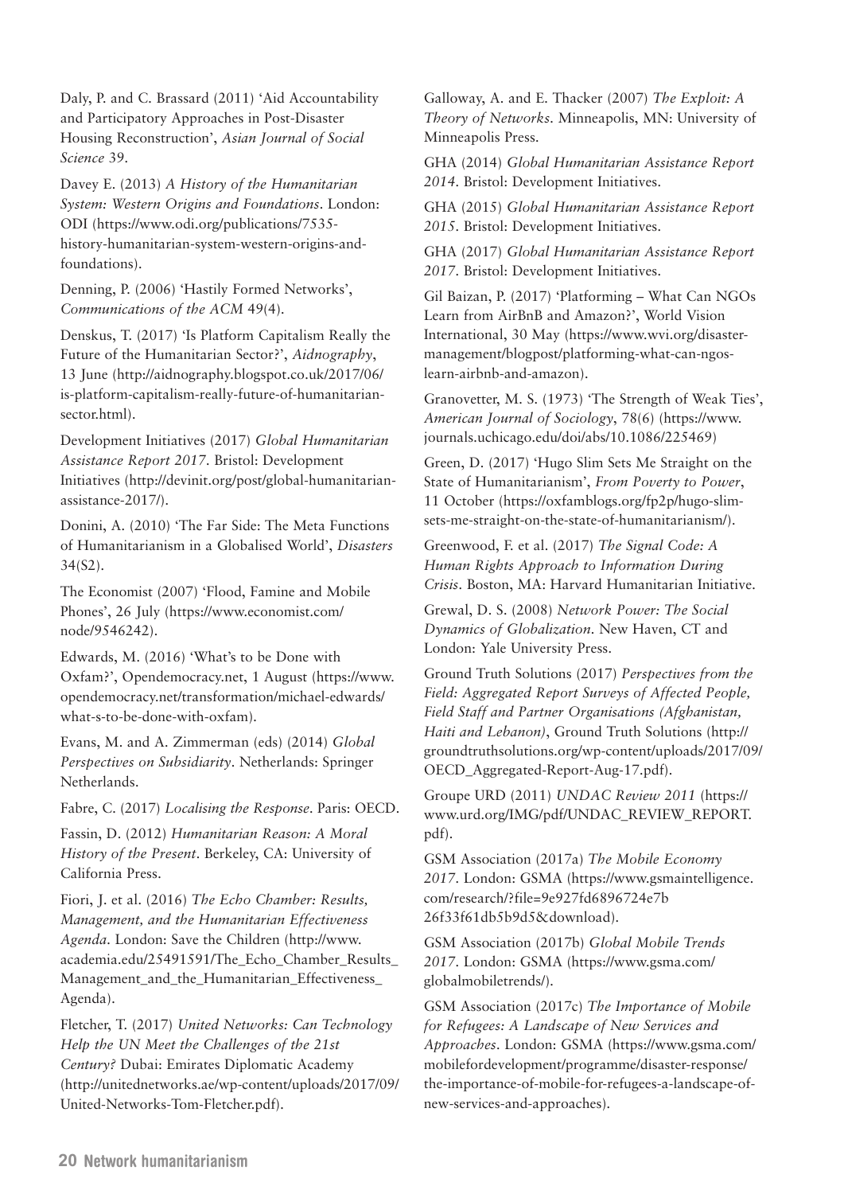Daly, P. and C. Brassard (2011) ‘Aid Accountability and Participatory Approaches in Post-Disaster Housing Reconstruction’, *Asian Journal of Social Science* 39.

Davey E. (2013) *A History of the Humanitarian System: Western Origins and Foundations*. London: ODI (https://www.odi.org/publications/7535-history-humanitarian-system-western-origins-and-foundations).

Denning, P. (2006) ‘Hastily Formed Networks’, *Communications of the ACM* 49(4).

Denskus, T. (2017) ‘Is Platform Capitalism Really the Future of the Humanitarian Sector?’, *Aidnography*, 13 June (http://aidnography.blogspot.co.uk/2017/06/is-platform-capitalism-really-future-of-humanitarian-sector.html).

Development Initiatives (2017) *Global Humanitarian Assistance Report 2017*. Bristol: Development Initiatives (http://devinit.org/post/global-humanitarian-assistance-2017/).

Donini, A. (2010) ‘The Far Side: The Meta Functions of Humanitarianism in a Globalised World’, *Disasters* 34(S2).

The Economist (2007) ‘Flood, Famine and Mobile Phones’, 26 July (https://www.economist.com/node/9546242).

Edwards, M. (2016) ‘What’s to be Done with Oxfam?’, Opendemocracy.net, 1 August (https://www.opendemocracy.net/transformation/michael-edwards/what-s-to-be-done-with-oxfam).

Evans, M. and A. Zimmerman (eds) (2014) *Global Perspectives on Subsidiarity*. Netherlands: Springer Netherlands.

Fabre, C. (2017) *Localising the Response*. Paris: OECD.

Fassin, D. (2012) *Humanitarian Reason: A Moral History of the Present*. Berkeley, CA: University of California Press.

Fiori, J. et al. (2016) *The Echo Chamber: Results, Management, and the Humanitarian Effectiveness Agenda*. London: Save the Children (http://www.academia.edu/25491591/The_Echo_Chamber_Results_Management_and_the_Humanitarian_Effectiveness_Agenda).

Fletcher, T. (2017) *United Networks: Can Technology Help the UN Meet the Challenges of the 21st Century?* Dubai: Emirates Diplomatic Academy (http://unitednetworks.ae/wp-content/uploads/2017/09/United-Networks-Tom-Fletcher.pdf).

Galloway, A. and E. Thacker (2007) *The Exploit: A Theory of Networks*. Minneapolis, MN: University of Minneapolis Press.

GHA (2014) *Global Humanitarian Assistance Report 2014*. Bristol: Development Initiatives.

GHA (2015) *Global Humanitarian Assistance Report 2015*. Bristol: Development Initiatives.

GHA (2017) *Global Humanitarian Assistance Report 2017*. Bristol: Development Initiatives.

Gil Baizan, P. (2017) ‘Platforming – What Can NGOs Learn from AirBnB and Amazon?’, World Vision International, 30 May (https://www.wvi.org/disaster-management/blogpost/platforming-what-can-ngos-learn-airbnb-and-amazon).

Granovetter, M. S. (1973) ‘The Strength of Weak Ties’, *American Journal of Sociology*, 78(6) (https://www.journals.uchicago.edu/doi/abs/10.1086/225469)

Green, D. (2017) ‘Hugo Slim Sets Me Straight on the State of Humanitarianism’, *From Poverty to Power*, 11 October (https://oxfamblogs.org/fp2p/hugo-slim-sets-me-straight-on-the-state-of-humanitarianism/).

Greenwood, F. et al. (2017) *The Signal Code: A Human Rights Approach to Information During Crisis*. Boston, MA: Harvard Humanitarian Initiative.

Grewal, D. S. (2008) *Network Power: The Social Dynamics of Globalization*. New Haven, CT and London: Yale University Press.

Ground Truth Solutions (2017) *Perspectives from the Field: Aggregated Report Surveys of Affected People, Field Staff and Partner Organisations (Afghanistan, Haiti and Lebanon)*, Ground Truth Solutions (http://groundtruthsolutions.org/wp-content/uploads/2017/09/OECD_Aggregated-Report-Aug-17.pdf).

Groupe URD (2011) *UNDAC Review 2011* (https://www.urd.org/IMG/pdf/UNDAC_REVIEW_REPORT.pdf).

GSM Association (2017a) *The Mobile Economy 2017*. London: GSMA (https://www.gsmaintelligence.com/research/?file=9e927fd6896724e7b26f33f61db5b9d5&download).

GSM Association (2017b) *Global Mobile Trends 2017*. London: GSMA (https://www.gsma.com/globalmobiletrends/).

GSM Association (2017c) *The Importance of Mobile for Refugees: A Landscape of New Services and Approaches*. London: GSMA (https://www.gsma.com/mobilefordevelopment/programme/disaster-response/the-importance-of-mobile-for-refugees-a-landscape-of-new-services-and-approaches).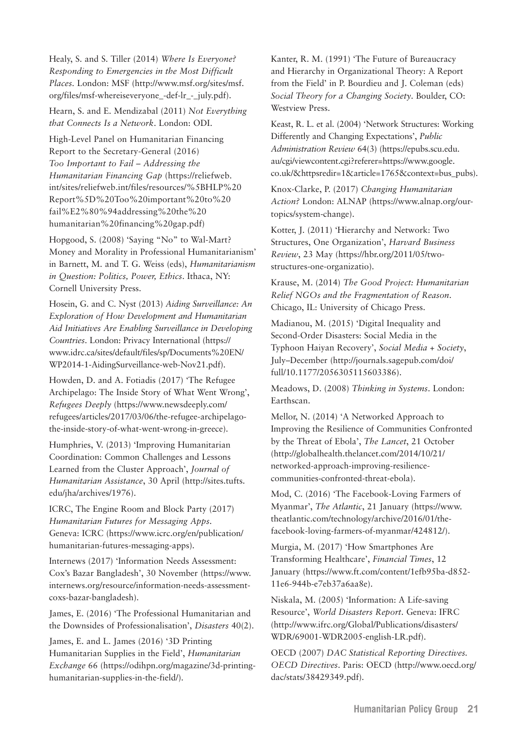Healy, S. and S. Tiller (2014) *Where Is Everyone? Responding to Emergencies in the Most Difficult Places*. London: MSF (http://www.msf.org/sites/msf.org/files/msf-whereiseveryone_-def-lr_-_july.pdf).

Hearn, S. and E. Mendizabal (2011) *Not Everything that Connects Is a Network*. London: ODI.

High-Level Panel on Humanitarian Financing Report to the Secretary-General (2016) *Too Important to Fail – Addressing the Humanitarian Financing Gap* (https://reliefweb.int/sites/reliefweb.int/files/resources/%5BHLP%20Report%5D%20Too%20important%20to%20fail%E2%80%94addressing%20the%20humanitarian%20financing%20gap.pdf)

Hopgood, S. (2008) 'Saying "No" to Wal-Mart? Money and Morality in Professional Humanitarianism' in Barnett, M. and T. G. Weiss (eds), *Humanitarianism in Question: Politics, Power, Ethics*. Ithaca, NY: Cornell University Press.

Hosein, G. and C. Nyst (2013) *Aiding Surveillance: An Exploration of How Development and Humanitarian Aid Initiatives Are Enabling Surveillance in Developing Countries*. London: Privacy International (https://www.idrc.ca/sites/default/files/sp/Documents%20EN/WP2014-1-AidingSurveillance-web-Nov21.pdf).

Howden, D. and A. Fotiadis (2017) 'The Refugee Archipelago: The Inside Story of What Went Wrong', *Refugees Deeply* (https://www.newsdeeply.com/refugees/articles/2017/03/06/the-refugee-archipelago-the-inside-story-of-what-went-wrong-in-greece).

Humphries, V. (2013) 'Improving Humanitarian Coordination: Common Challenges and Lessons Learned from the Cluster Approach', *Journal of Humanitarian Assistance*, 30 April (http://sites.tufts.edu/jha/archives/1976).

ICRC, The Engine Room and Block Party (2017) *Humanitarian Futures for Messaging Apps*. Geneva: ICRC (https://www.icrc.org/en/publication/humanitarian-futures-messaging-apps).

Internews (2017) 'Information Needs Assessment: Cox's Bazar Bangladesh', 30 November (https://www.internews.org/resource/information-needs-assessment-coxs-bazar-bangladesh).

James, E. (2016) 'The Professional Humanitarian and the Downsides of Professionalisation', *Disasters* 40(2).

James, E. and L. James (2016) '3D Printing Humanitarian Supplies in the Field', *Humanitarian Exchange* 66 (https://odihpn.org/magazine/3d-printing-humanitarian-supplies-in-the-field/).

Kanter, R. M. (1991) 'The Future of Bureaucracy and Hierarchy in Organizational Theory: A Report from the Field' in P. Bourdieu and J. Coleman (eds) *Social Theory for a Changing Society*. Boulder, CO: Westview Press.

Keast, R. L. et al. (2004) 'Network Structures: Working Differently and Changing Expectations', *Public Administration Review* 64(3) (https://epubs.scu.edu.au/cgi/viewcontent.cgi?referer=https://www.google.co.uk/&httpsredir=1&article=1765&context=bus_pubs).

Knox-Clarke, P. (2017) *Changing Humanitarian Action?* London: ALNAP (https://www.alnap.org/our-topics/system-change).

Kotter, J. (2011) 'Hierarchy and Network: Two Structures, One Organization', *Harvard Business Review*, 23 May (https://hbr.org/2011/05/two-structures-one-organizatio).

Krause, M. (2014) *The Good Project: Humanitarian Relief NGOs and the Fragmentation of Reason*. Chicago, IL: University of Chicago Press.

Madianou, M. (2015) 'Digital Inequality and Second-Order Disasters: Social Media in the Typhoon Haiyan Recovery', *Social Media + Society*, July–December (http://journals.sagepub.com/doi/full/10.1177/2056305115603386).

Meadows, D. (2008) *Thinking in Systems*. London: Earthscan.

Mellor, N. (2014) 'A Networked Approach to Improving the Resilience of Communities Confronted by the Threat of Ebola', *The Lancet*, 21 October (http://globalhealth.thelancet.com/2014/10/21/networked-approach-improving-resilience-communities-confronted-threat-ebola).

Mod, C. (2016) 'The Facebook-Loving Farmers of Myanmar', *The Atlantic*, 21 January (https://www.theatlantic.com/technology/archive/2016/01/the-facebook-loving-farmers-of-myanmar/424812/).

Murgia, M. (2017) 'How Smartphones Are Transforming Healthcare', *Financial Times*, 12 January (https://www.ft.com/content/1efb95ba-d852-11e6-944b-e7eb37a6aa8e).

Niskala, M. (2005) 'Information: A Life-saving Resource', *World Disasters Report*. Geneva: IFRC (http://www.ifrc.org/Global/Publications/disasters/WDR/69001-WDR2005-english-LR.pdf).

OECD (2007) *DAC Statistical Reporting Directives. OECD Directives*. Paris: OECD (http://www.oecd.org/dac/stats/38429349.pdf).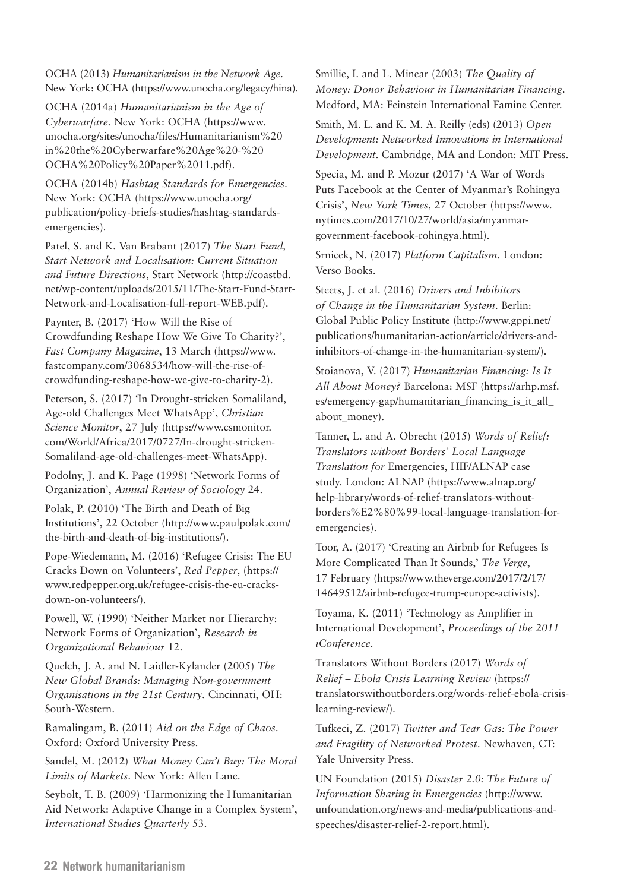OCHA (2013) *Humanitarianism in the Network Age*. New York: OCHA (https://www.unocha.org/legacy/hina).

OCHA (2014a) *Humanitarianism in the Age of Cyberwarfare*. New York: OCHA (https://www.unocha.org/sites/unocha/files/Humanitarianism%20in%20the%20Cyberwarfare%20Age%20-%20OCHA%20Policy%20Paper%2011.pdf).

OCHA (2014b) *Hashtag Standards for Emergencies*. New York: OCHA (https://www.unocha.org/publication/policy-briefs-studies/hashtag-standards-emergencies).

Patel, S. and K. Van Brabant (2017) *The Start Fund, Start Network and Localisation: Current Situation and Future Directions*, Start Network (http://coastbd.net/wp-content/uploads/2015/11/The-Start-Fund-Start-Network-and-Localisation-full-report-WEB.pdf).

Paynter, B. (2017) 'How Will the Rise of Crowdfunding Reshape How We Give To Charity?', *Fast Company Magazine*, 13 March (https://www.fastcompany.com/3068534/how-will-the-rise-of-crowdfunding-reshape-how-we-give-to-charity-2).

Peterson, S. (2017) 'In Drought-stricken Somaliland, Age-old Challenges Meet WhatsApp', *Christian Science Monitor*, 27 July (https://www.csmonitor.com/World/Africa/2017/0727/In-drought-stricken-Somaliland-age-old-challenges-meet-WhatsApp).

Podolny, J. and K. Page (1998) 'Network Forms of Organization', *Annual Review of Sociology* 24.

Polak, P. (2010) 'The Birth and Death of Big Institutions', 22 October (http://www.paulpolak.com/the-birth-and-death-of-big-institutions/).

Pope-Wiedemann, M. (2016) 'Refugee Crisis: The EU Cracks Down on Volunteers', *Red Pepper*, (https://www.redpepper.org.uk/refugee-crisis-the-eu-cracks-down-on-volunteers/).

Powell, W. (1990) 'Neither Market nor Hierarchy: Network Forms of Organization', *Research in Organizational Behaviour* 12.

Quelch, J. A. and N. Laidler-Kylander (2005) *The New Global Brands: Managing Non-government Organisations in the 21st Century*. Cincinnati, OH: South-Western.

Ramalingam, B. (2011) *Aid on the Edge of Chaos*. Oxford: Oxford University Press.

Sandel, M. (2012) *What Money Can't Buy: The Moral Limits of Markets*. New York: Allen Lane.

Seybolt, T. B. (2009) 'Harmonizing the Humanitarian Aid Network: Adaptive Change in a Complex System', *International Studies Quarterly* 53.

Smillie, I. and L. Minear (2003) *The Quality of Money: Donor Behaviour in Humanitarian Financing*. Medford, MA: Feinstein International Famine Center.

Smith, M. L. and K. M. A. Reilly (eds) (2013) *Open Development: Networked Innovations in International Development*. Cambridge, MA and London: MIT Press.

Specia, M. and P. Mozur (2017) 'A War of Words Puts Facebook at the Center of Myanmar's Rohingya Crisis', *New York Times*, 27 October (https://www.nytimes.com/2017/10/27/world/asia/myanmar-government-facebook-rohingya.html).

Srnicek, N. (2017) *Platform Capitalism*. London: Verso Books.

Steets, J. et al. (2016) *Drivers and Inhibitors of Change in the Humanitarian System*. Berlin: Global Public Policy Institute (http://www.gppi.net/publications/humanitarian-action/article/drivers-and-inhibitors-of-change-in-the-humanitarian-system/).

Stoianova, V. (2017) *Humanitarian Financing: Is It All About Money?* Barcelona: MSF (https://arhp.msf.es/emergency-gap/humanitarian_financing_is_it_all_about_money).

Tanner, L. and A. Obrecht (2015) *Words of Relief: Translators without Borders' Local Language Translation for* Emergencies, HIF/ALNAP case study. London: ALNAP (https://www.alnap.org/help-library/words-of-relief-translators-without-borders%E2%80%99-local-language-translation-for-emergencies).

Toor, A. (2017) 'Creating an Airbnb for Refugees Is More Complicated Than It Sounds,' *The Verge*, 17 February (https://www.theverge.com/2017/2/17/14649512/airbnb-refugee-trump-europe-activists).

Toyama, K. (2011) 'Technology as Amplifier in International Development', *Proceedings of the 2011 iConference*.

Translators Without Borders (2017) *Words of Relief – Ebola Crisis Learning Review* (https://translatorswithoutborders.org/words-relief-ebola-crisis-learning-review/).

Tufkeci, Z. (2017) *Twitter and Tear Gas: The Power and Fragility of Networked Protest*. Newhaven, CT: Yale University Press.

UN Foundation (2015) *Disaster 2.0: The Future of Information Sharing in Emergencies* (http://www.unfoundation.org/news-and-media/publications-and-speeches/disaster-relief-2-report.html).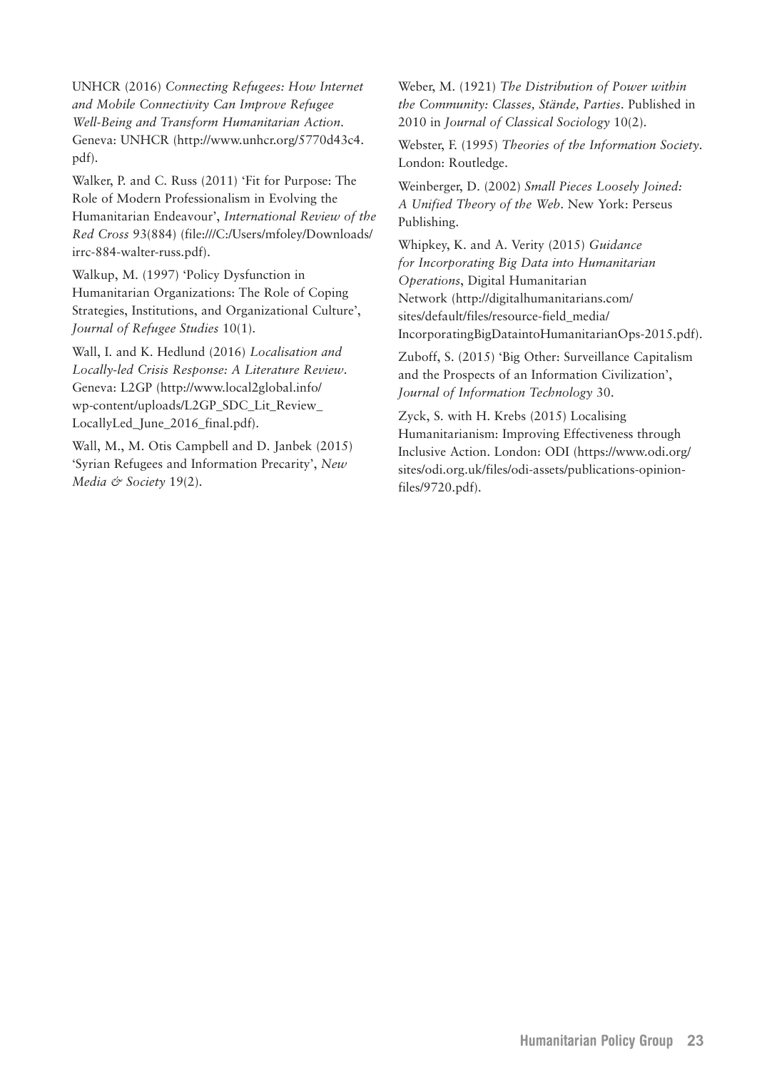UNHCR (2016) *Connecting Refugees: How Internet and Mobile Connectivity Can Improve Refugee Well-Being and Transform Humanitarian Action*. Geneva: UNHCR (http://www.unhcr.org/5770d43c4.pdf).

Walker, P. and C. Russ (2011) 'Fit for Purpose: The Role of Modern Professionalism in Evolving the Humanitarian Endeavour', *International Review of the Red Cross* 93(884) (file:///C:/Users/mfoley/Downloads/irrc-884-walter-russ.pdf).

Walkup, M. (1997) 'Policy Dysfunction in Humanitarian Organizations: The Role of Coping Strategies, Institutions, and Organizational Culture', *Journal of Refugee Studies* 10(1).

Wall, I. and K. Hedlund (2016) *Localisation and Locally-led Crisis Response: A Literature Review*. Geneva: L2GP (http://www.local2global.info/wp-content/uploads/L2GP_SDC_Lit_Review_LocallyLed_June_2016_final.pdf).

Wall, M., M. Otis Campbell and D. Janbek (2015) 'Syrian Refugees and Information Precarity', *New Media & Society* 19(2).

Weber, M. (1921) *The Distribution of Power within the Community: Classes, Stände, Parties*. Published in 2010 in *Journal of Classical Sociology* 10(2).

Webster, F. (1995) *Theories of the Information Society*. London: Routledge.

Weinberger, D. (2002) *Small Pieces Loosely Joined: A Unified Theory of the Web*. New York: Perseus Publishing.

Whipkey, K. and A. Verity (2015) *Guidance for Incorporating Big Data into Humanitarian Operations*, Digital Humanitarian Network (http://digitalhumanitarians.com/sites/default/files/resource-field_media/IncorporatingBigDataintoHumanitarianOps-2015.pdf).

Zuboff, S. (2015) 'Big Other: Surveillance Capitalism and the Prospects of an Information Civilization', *Journal of Information Technology* 30.

Zyck, S. with H. Krebs (2015) Localising Humanitarianism: Improving Effectiveness through Inclusive Action. London: ODI (https://www.odi.org/sites/odi.org.uk/files/odi-assets/publications-opinion-files/9720.pdf).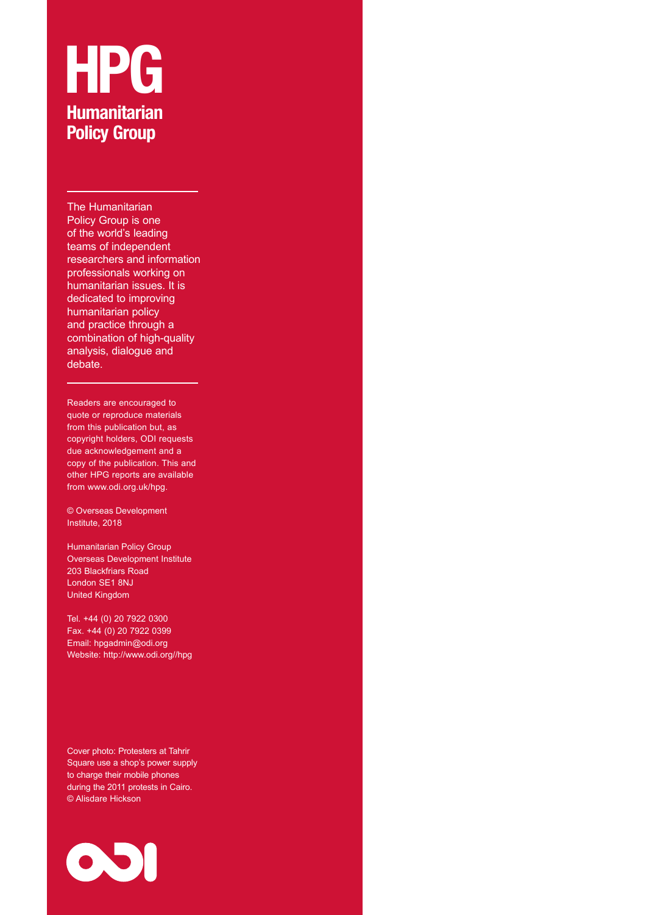# HPG

## Humanitarian Policy Group

The Humanitarian Policy Group is one of the world's leading teams of independent researchers and information professionals working on humanitarian issues. It is dedicated to improving humanitarian policy and practice through a combination of high-quality analysis, dialogue and debate.

Readers are encouraged to quote or reproduce materials from this publication but, as copyright holders, ODI requests due acknowledgement and a copy of the publication. This and other HPG reports are available from www.odi.org.uk/hpg.

© Overseas Development Institute, 2018

Humanitarian Policy Group
Overseas Development Institute
203 Blackfriars Road
London SE1 8NJ
United Kingdom

Tel. +44 (0) 20 7922 0300
Fax. +44 (0) 20 7922 0399
Email: hpgadmin@odi.org
Website: http://www.odi.org//hpg

Cover photo: Protesters at Tahrir Square use a shop's power supply to charge their mobile phones during the 2011 protests in Cairo.
© Alisdare Hickson

ODI